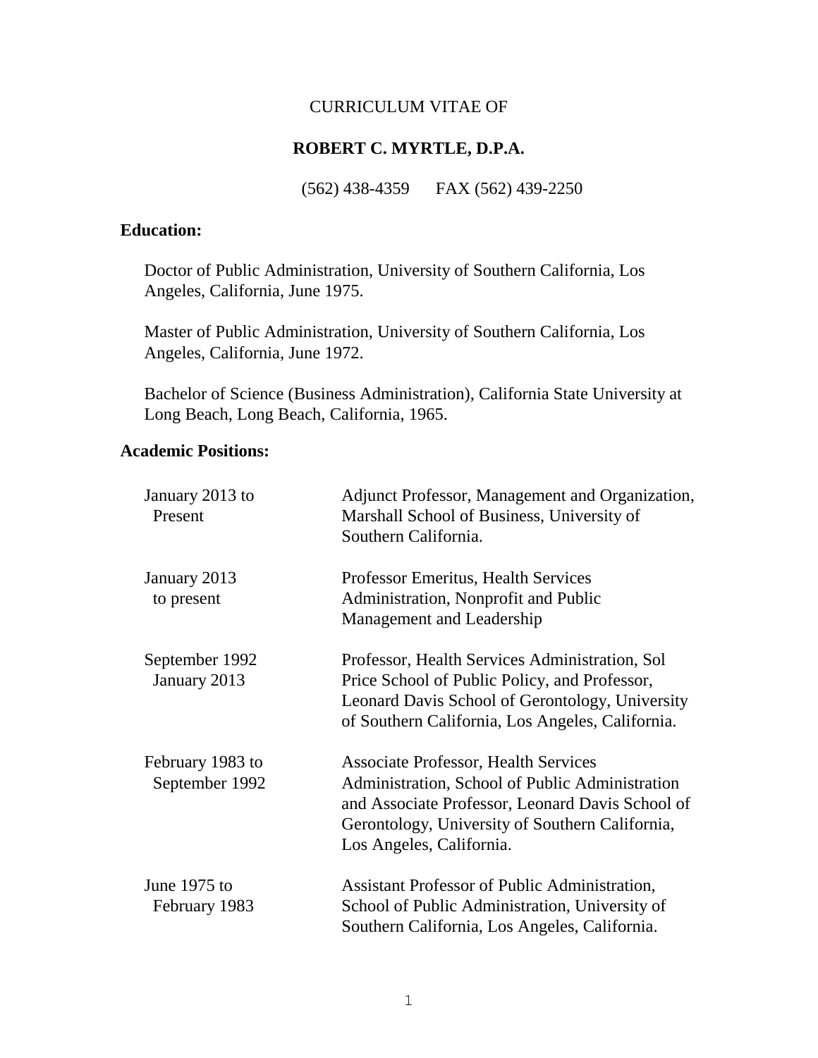CURRICULUM VITAE OF

**ROBERT C. MYRTLE, D.P.A.**

(562) 438-4359 FAX (562) 439-2250

**Education:**

Doctor of Public Administration, University of Southern California, Los Angeles, California, June 1975.

Master of Public Administration, University of Southern California, Los Angeles, California, June 1972.

Bachelor of Science (Business Administration), California State University at Long Beach, Long Beach, California, 1965.

**Academic Positions:**

| | |
|---|---|
| January 2013 to Present | Adjunct Professor, Management and Organization, Marshall School of Business, University of Southern California. |
| January 2013 to present | Professor Emeritus, Health Services Administration, Nonprofit and Public Management and Leadership |
| September 1992 January 2013 | Professor, Health Services Administration, Sol Price School of Public Policy, and Professor, Leonard Davis School of Gerontology, University of Southern California, Los Angeles, California. |
| February 1983 to September 1992 | Associate Professor, Health Services Administration, School of Public Administration and Associate Professor, Leonard Davis School of Gerontology, University of Southern California, Los Angeles, California. |
| June 1975 to February 1983 | Assistant Professor of Public Administration, School of Public Administration, University of Southern California, Los Angeles, California. |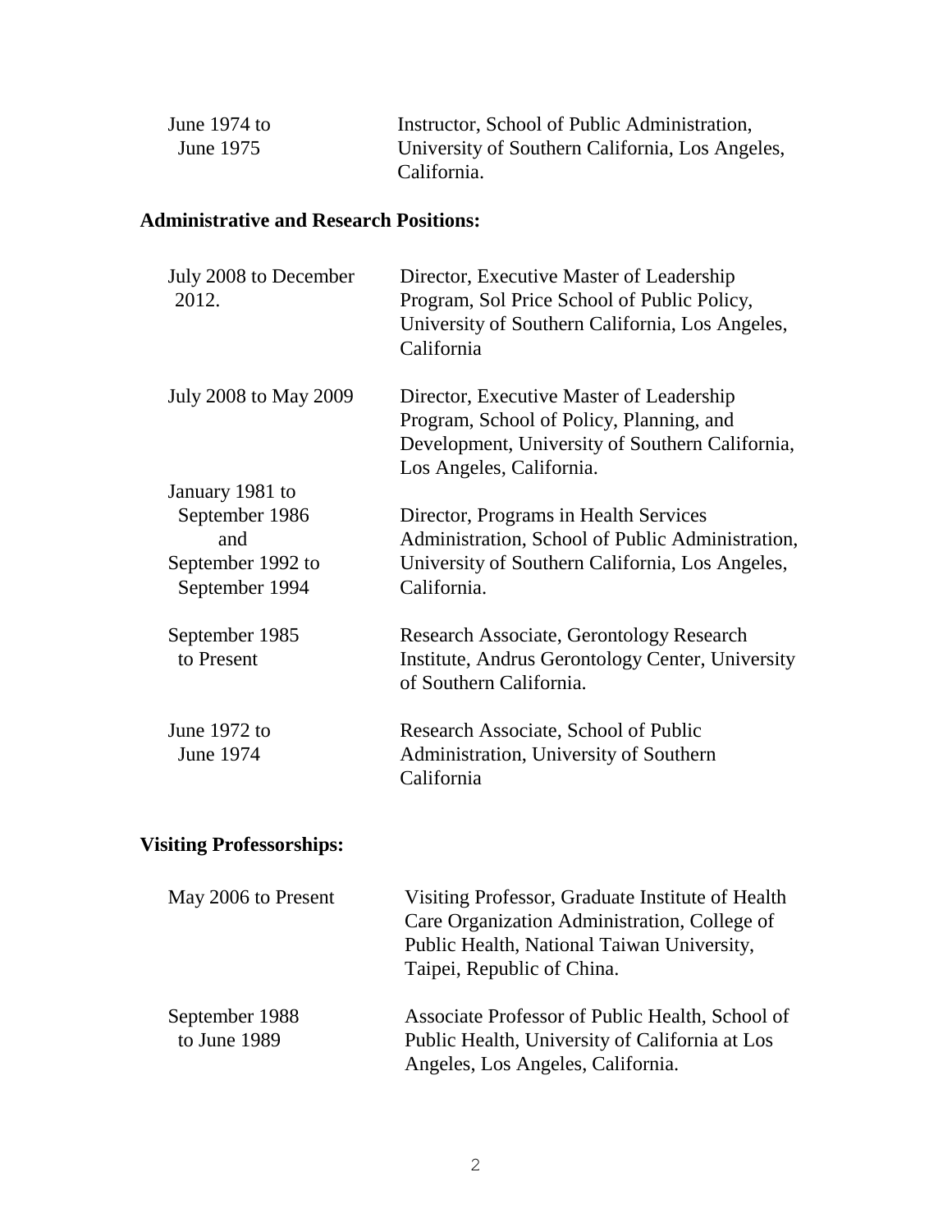| | |
|---|---|
| June 1974 to June 1975 | Instructor, School of Public Administration, University of Southern California, Los Angeles, California. |

## Administrative and Research Positions:

| | |
|---|---|
| July 2008 to December 2012. | Director, Executive Master of Leadership Program, Sol Price School of Public Policy, University of Southern California, Los Angeles, California |
| July 2008 to May 2009 | Director, Executive Master of Leadership Program, School of Policy, Planning, and Development, University of Southern California, Los Angeles, California. |
| January 1981 to September 1986 and September 1992 to September 1994 | Director, Programs in Health Services Administration, School of Public Administration, University of Southern California, Los Angeles, California. |
| September 1985 to Present | Research Associate, Gerontology Research Institute, Andrus Gerontology Center, University of Southern California. |
| June 1972 to June 1974 | Research Associate, School of Public Administration, University of Southern California |

## Visiting Professorships:

| | |
|---|---|
| May 2006 to Present | Visiting Professor, Graduate Institute of Health Care Organization Administration, College of Public Health, National Taiwan University, Taipei, Republic of China. |
| September 1988 to June 1989 | Associate Professor of Public Health, School of Public Health, University of California at Los Angeles, Los Angeles, California. |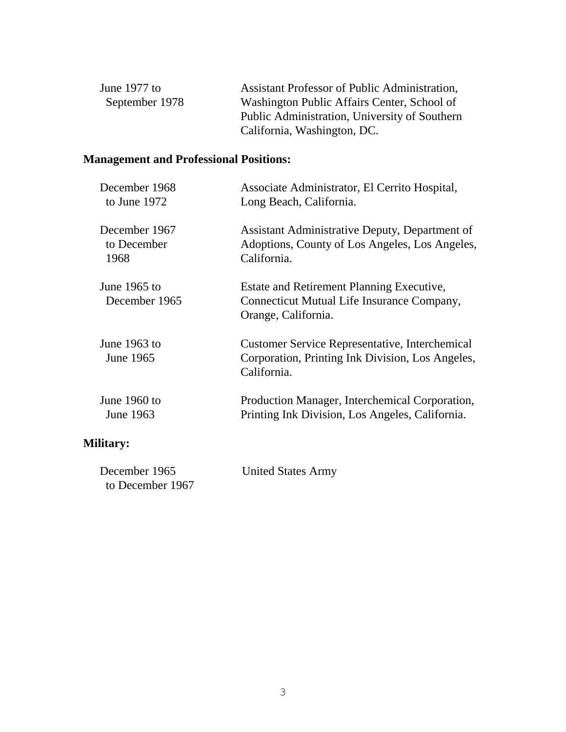| | |
|---|---|
| June 1977 to September 1978 | Assistant Professor of Public Administration, Washington Public Affairs Center, School of Public Administration, University of Southern California, Washington, DC. |

**Management and Professional Positions:**

| | |
|---|---|
| December 1968 to June 1972 | Associate Administrator, El Cerrito Hospital, Long Beach, California. |
| December 1967 to December 1968 | Assistant Administrative Deputy, Department of Adoptions, County of Los Angeles, Los Angeles, California. |
| June 1965 to December 1965 | Estate and Retirement Planning Executive, Connecticut Mutual Life Insurance Company, Orange, California. |
| June 1963 to June 1965 | Customer Service Representative, Interchemical Corporation, Printing Ink Division, Los Angeles, California. |
| June 1960 to June 1963 | Production Manager, Interchemical Corporation, Printing Ink Division, Los Angeles, California. |

**Military:**

| | |
|---|---|
| December 1965 to December 1967 | United States Army |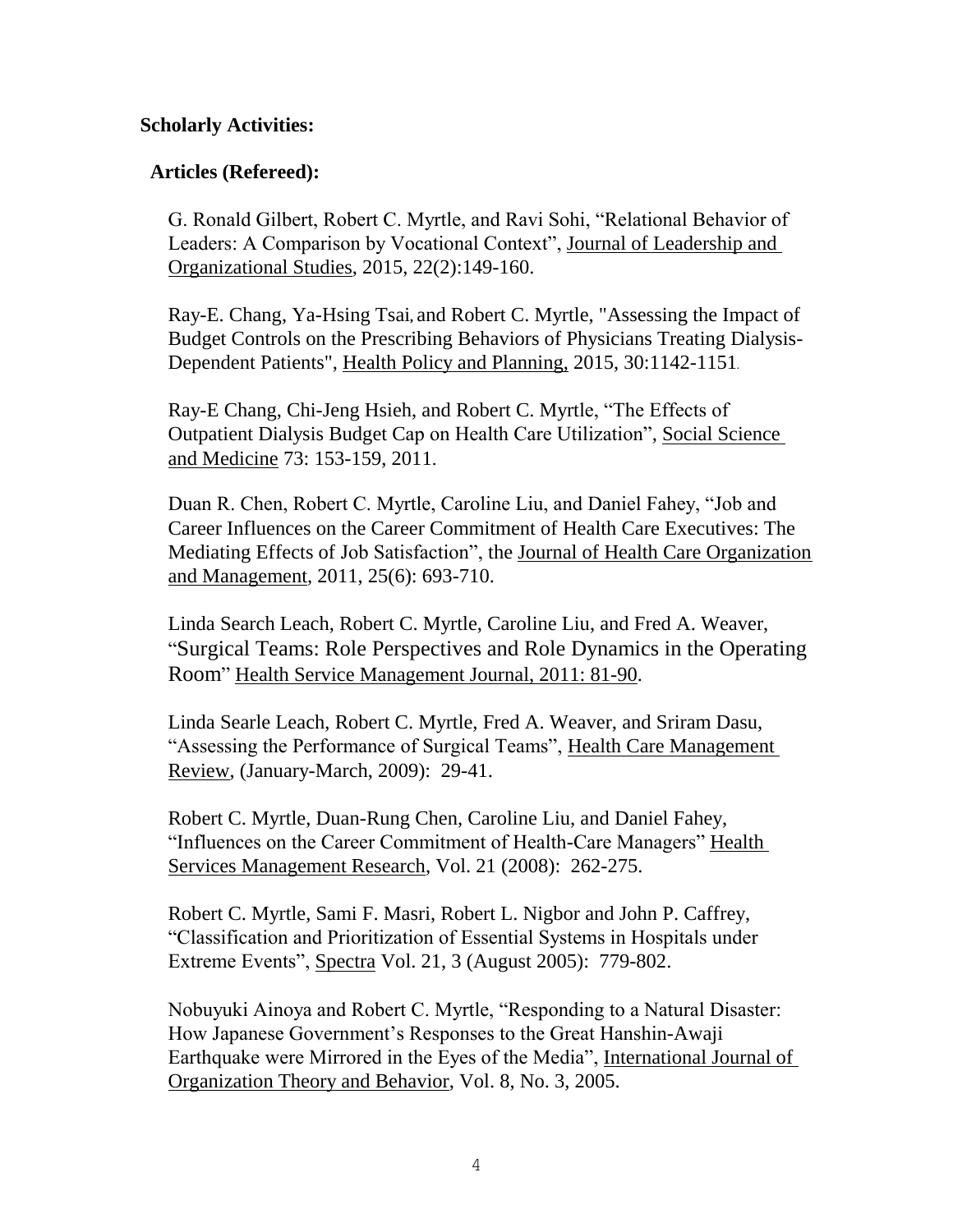**Scholarly Activities:**

**Articles (Refereed):**

G. Ronald Gilbert, Robert C. Myrtle, and Ravi Sohi, "Relational Behavior of Leaders: A Comparison by Vocational Context", Journal of Leadership and Organizational Studies, 2015, 22(2):149-160.

Ray-E. Chang, Ya-Hsing Tsai, and Robert C. Myrtle, "Assessing the Impact of Budget Controls on the Prescribing Behaviors of Physicians Treating Dialysis-Dependent Patients", Health Policy and Planning, 2015, 30:1142-1151.

Ray-E Chang, Chi-Jeng Hsieh, and Robert C. Myrtle, "The Effects of Outpatient Dialysis Budget Cap on Health Care Utilization", Social Science and Medicine 73: 153-159, 2011.

Duan R. Chen, Robert C. Myrtle, Caroline Liu, and Daniel Fahey, "Job and Career Influences on the Career Commitment of Health Care Executives: The Mediating Effects of Job Satisfaction", the Journal of Health Care Organization and Management, 2011, 25(6): 693-710.

Linda Search Leach, Robert C. Myrtle, Caroline Liu, and Fred A. Weaver, "Surgical Teams: Role Perspectives and Role Dynamics in the Operating Room" Health Service Management Journal, 2011: 81-90.

Linda Searle Leach, Robert C. Myrtle, Fred A. Weaver, and Sriram Dasu, "Assessing the Performance of Surgical Teams", Health Care Management Review, (January-March, 2009): 29-41.

Robert C. Myrtle, Duan-Rung Chen, Caroline Liu, and Daniel Fahey, "Influences on the Career Commitment of Health-Care Managers" Health Services Management Research, Vol. 21 (2008): 262-275.

Robert C. Myrtle, Sami F. Masri, Robert L. Nigbor and John P. Caffrey, "Classification and Prioritization of Essential Systems in Hospitals under Extreme Events", Spectra Vol. 21, 3 (August 2005): 779-802.

Nobuyuki Ainoya and Robert C. Myrtle, "Responding to a Natural Disaster: How Japanese Government's Responses to the Great Hanshin-Awaji Earthquake were Mirrored in the Eyes of the Media", International Journal of Organization Theory and Behavior, Vol. 8, No. 3, 2005.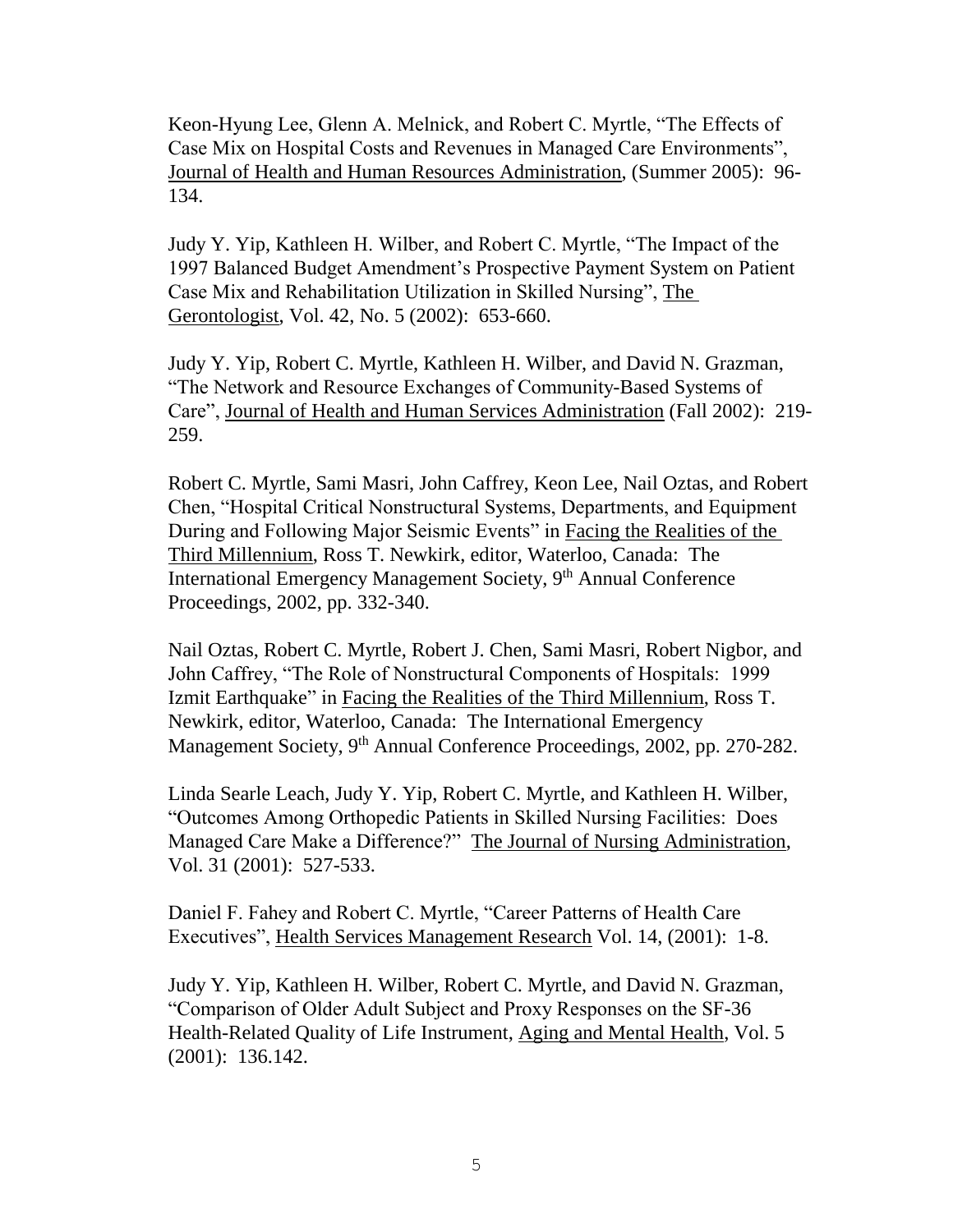Keon-Hyung Lee, Glenn A. Melnick, and Robert C. Myrtle, "The Effects of Case Mix on Hospital Costs and Revenues in Managed Care Environments", Journal of Health and Human Resources Administration, (Summer 2005): 96-134.

Judy Y. Yip, Kathleen H. Wilber, and Robert C. Myrtle, "The Impact of the 1997 Balanced Budget Amendment's Prospective Payment System on Patient Case Mix and Rehabilitation Utilization in Skilled Nursing", The Gerontologist, Vol. 42, No. 5 (2002): 653-660.

Judy Y. Yip, Robert C. Myrtle, Kathleen H. Wilber, and David N. Grazman, "The Network and Resource Exchanges of Community-Based Systems of Care", Journal of Health and Human Services Administration (Fall 2002): 219-259.

Robert C. Myrtle, Sami Masri, John Caffrey, Keon Lee, Nail Oztas, and Robert Chen, "Hospital Critical Nonstructural Systems, Departments, and Equipment During and Following Major Seismic Events" in Facing the Realities of the Third Millennium, Ross T. Newkirk, editor, Waterloo, Canada: The International Emergency Management Society, 9th Annual Conference Proceedings, 2002, pp. 332-340.

Nail Oztas, Robert C. Myrtle, Robert J. Chen, Sami Masri, Robert Nigbor, and John Caffrey, "The Role of Nonstructural Components of Hospitals: 1999 Izmit Earthquake" in Facing the Realities of the Third Millennium, Ross T. Newkirk, editor, Waterloo, Canada: The International Emergency Management Society, 9th Annual Conference Proceedings, 2002, pp. 270-282.

Linda Searle Leach, Judy Y. Yip, Robert C. Myrtle, and Kathleen H. Wilber, "Outcomes Among Orthopedic Patients in Skilled Nursing Facilities: Does Managed Care Make a Difference?" The Journal of Nursing Administration, Vol. 31 (2001): 527-533.

Daniel F. Fahey and Robert C. Myrtle, "Career Patterns of Health Care Executives", Health Services Management Research Vol. 14, (2001): 1-8.

Judy Y. Yip, Kathleen H. Wilber, Robert C. Myrtle, and David N. Grazman, "Comparison of Older Adult Subject and Proxy Responses on the SF-36 Health-Related Quality of Life Instrument, Aging and Mental Health, Vol. 5 (2001): 136.142.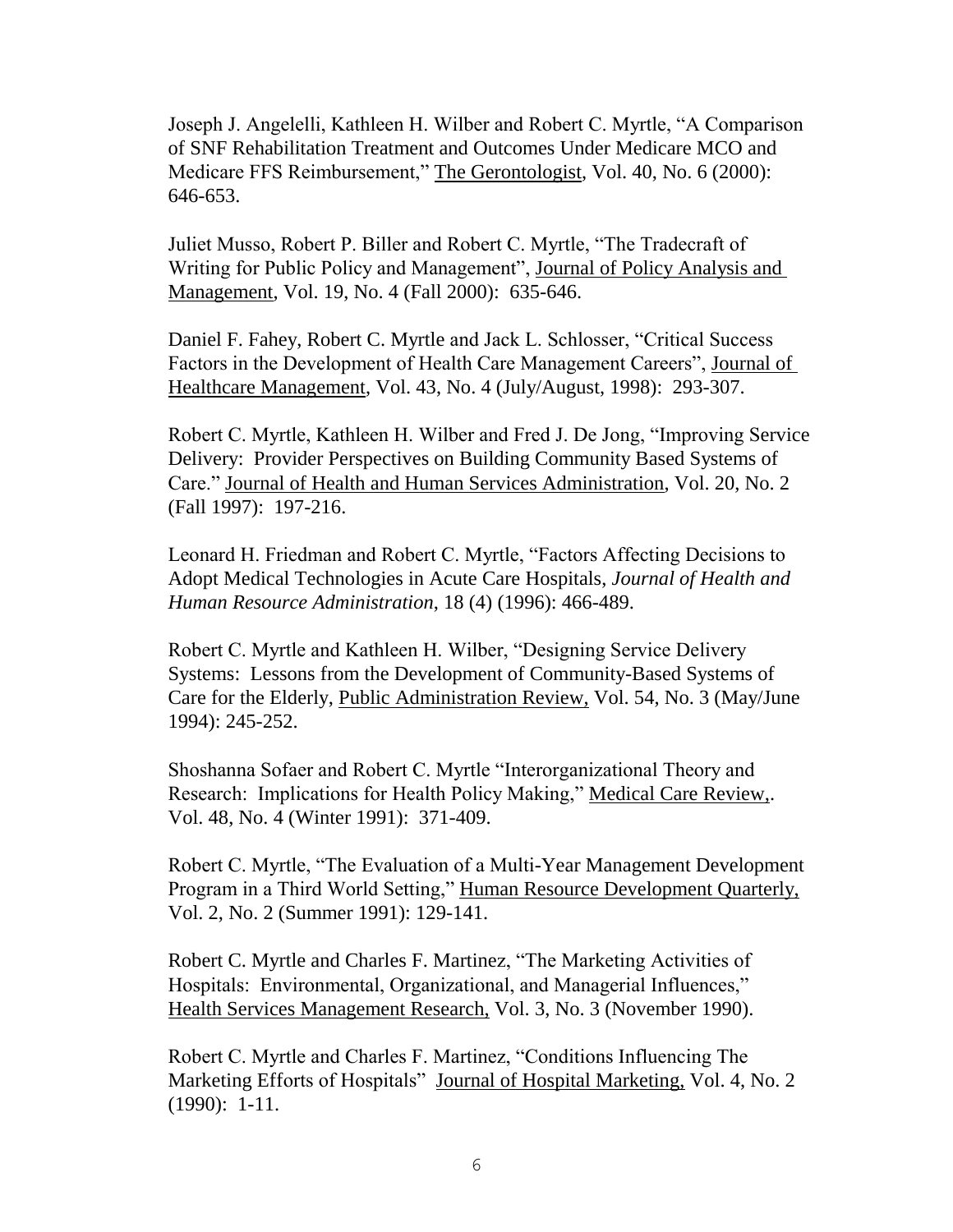Joseph J. Angelelli, Kathleen H. Wilber and Robert C. Myrtle, "A Comparison of SNF Rehabilitation Treatment and Outcomes Under Medicare MCO and Medicare FFS Reimbursement," The Gerontologist, Vol. 40, No. 6 (2000): 646-653.

Juliet Musso, Robert P. Biller and Robert C. Myrtle, "The Tradecraft of Writing for Public Policy and Management", Journal of Policy Analysis and Management, Vol. 19, No. 4 (Fall 2000): 635-646.

Daniel F. Fahey, Robert C. Myrtle and Jack L. Schlosser, "Critical Success Factors in the Development of Health Care Management Careers", Journal of Healthcare Management, Vol. 43, No. 4 (July/August, 1998): 293-307.

Robert C. Myrtle, Kathleen H. Wilber and Fred J. De Jong, "Improving Service Delivery: Provider Perspectives on Building Community Based Systems of Care." Journal of Health and Human Services Administration, Vol. 20, No. 2 (Fall 1997): 197-216.

Leonard H. Friedman and Robert C. Myrtle, "Factors Affecting Decisions to Adopt Medical Technologies in Acute Care Hospitals, *Journal of Health and Human Resource Administration*, 18 (4) (1996): 466-489.

Robert C. Myrtle and Kathleen H. Wilber, "Designing Service Delivery Systems: Lessons from the Development of Community-Based Systems of Care for the Elderly, Public Administration Review, Vol. 54, No. 3 (May/June 1994): 245-252.

Shoshanna Sofaer and Robert C. Myrtle "Interorganizational Theory and Research: Implications for Health Policy Making," Medical Care Review,. Vol. 48, No. 4 (Winter 1991): 371-409.

Robert C. Myrtle, "The Evaluation of a Multi-Year Management Development Program in a Third World Setting," Human Resource Development Quarterly, Vol. 2, No. 2 (Summer 1991): 129-141.

Robert C. Myrtle and Charles F. Martinez, "The Marketing Activities of Hospitals: Environmental, Organizational, and Managerial Influences," Health Services Management Research, Vol. 3, No. 3 (November 1990).

Robert C. Myrtle and Charles F. Martinez, "Conditions Influencing The Marketing Efforts of Hospitals" Journal of Hospital Marketing, Vol. 4, No. 2 (1990): 1-11.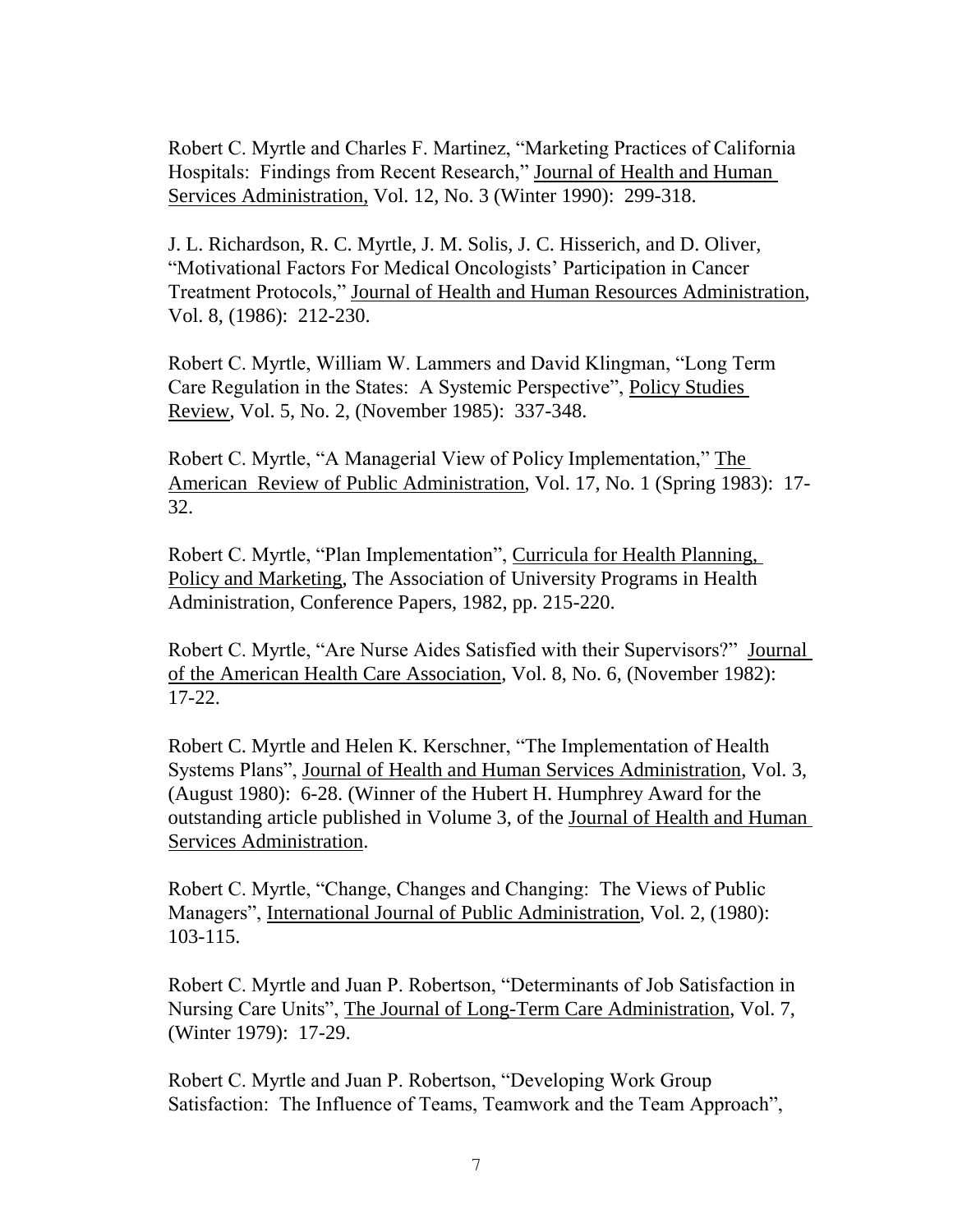Robert C. Myrtle and Charles F. Martinez, "Marketing Practices of California Hospitals: Findings from Recent Research," Journal of Health and Human Services Administration, Vol. 12, No. 3 (Winter 1990): 299-318.

J. L. Richardson, R. C. Myrtle, J. M. Solis, J. C. Hisserich, and D. Oliver, "Motivational Factors For Medical Oncologists' Participation in Cancer Treatment Protocols," Journal of Health and Human Resources Administration, Vol. 8, (1986): 212-230.

Robert C. Myrtle, William W. Lammers and David Klingman, "Long Term Care Regulation in the States: A Systemic Perspective", Policy Studies Review, Vol. 5, No. 2, (November 1985): 337-348.

Robert C. Myrtle, "A Managerial View of Policy Implementation," The American Review of Public Administration, Vol. 17, No. 1 (Spring 1983): 17-32.

Robert C. Myrtle, "Plan Implementation", Curricula for Health Planning, Policy and Marketing, The Association of University Programs in Health Administration, Conference Papers, 1982, pp. 215-220.

Robert C. Myrtle, "Are Nurse Aides Satisfied with their Supervisors?" Journal of the American Health Care Association, Vol. 8, No. 6, (November 1982): 17-22.

Robert C. Myrtle and Helen K. Kerschner, "The Implementation of Health Systems Plans", Journal of Health and Human Services Administration, Vol. 3, (August 1980): 6-28. (Winner of the Hubert H. Humphrey Award for the outstanding article published in Volume 3, of the Journal of Health and Human Services Administration.

Robert C. Myrtle, "Change, Changes and Changing: The Views of Public Managers", International Journal of Public Administration, Vol. 2, (1980): 103-115.

Robert C. Myrtle and Juan P. Robertson, "Determinants of Job Satisfaction in Nursing Care Units", The Journal of Long-Term Care Administration, Vol. 7, (Winter 1979): 17-29.

Robert C. Myrtle and Juan P. Robertson, "Developing Work Group Satisfaction: The Influence of Teams, Teamwork and the Team Approach",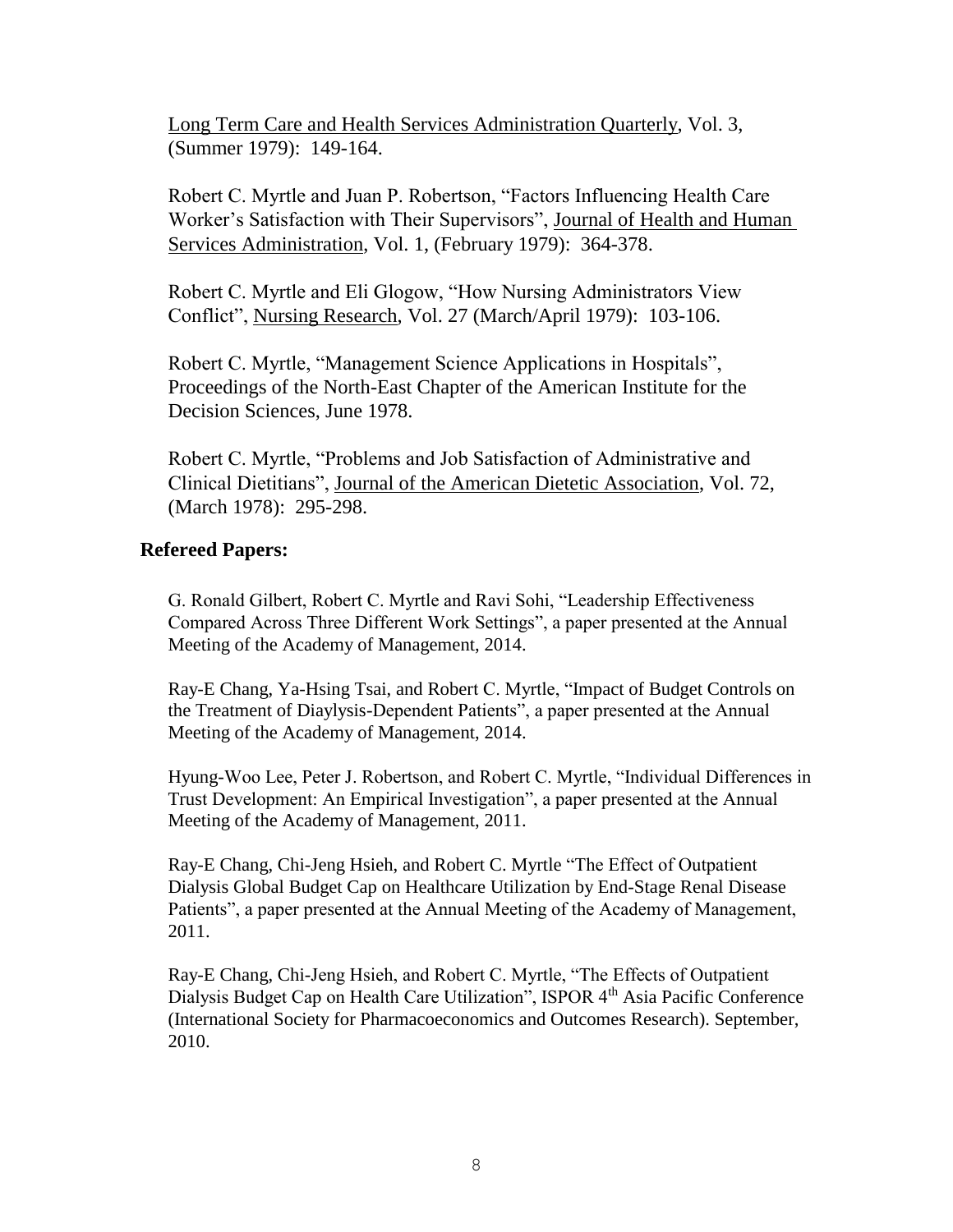Long Term Care and Health Services Administration Quarterly, Vol. 3, (Summer 1979): 149-164.

Robert C. Myrtle and Juan P. Robertson, "Factors Influencing Health Care Worker's Satisfaction with Their Supervisors", Journal of Health and Human Services Administration, Vol. 1, (February 1979): 364-378.

Robert C. Myrtle and Eli Glogow, "How Nursing Administrators View Conflict", Nursing Research, Vol. 27 (March/April 1979): 103-106.

Robert C. Myrtle, "Management Science Applications in Hospitals", Proceedings of the North-East Chapter of the American Institute for the Decision Sciences, June 1978.

Robert C. Myrtle, "Problems and Job Satisfaction of Administrative and Clinical Dietitians", Journal of the American Dietetic Association, Vol. 72, (March 1978): 295-298.

**Refereed Papers:**

G. Ronald Gilbert, Robert C. Myrtle and Ravi Sohi, "Leadership Effectiveness Compared Across Three Different Work Settings", a paper presented at the Annual Meeting of the Academy of Management, 2014.

Ray-E Chang, Ya-Hsing Tsai, and Robert C. Myrtle, "Impact of Budget Controls on the Treatment of Diaylysis-Dependent Patients", a paper presented at the Annual Meeting of the Academy of Management, 2014.

Hyung-Woo Lee, Peter J. Robertson, and Robert C. Myrtle, "Individual Differences in Trust Development: An Empirical Investigation", a paper presented at the Annual Meeting of the Academy of Management, 2011.

Ray-E Chang, Chi-Jeng Hsieh, and Robert C. Myrtle "The Effect of Outpatient Dialysis Global Budget Cap on Healthcare Utilization by End-Stage Renal Disease Patients", a paper presented at the Annual Meeting of the Academy of Management, 2011.

Ray-E Chang, Chi-Jeng Hsieh, and Robert C. Myrtle, "The Effects of Outpatient Dialysis Budget Cap on Health Care Utilization", ISPOR 4th Asia Pacific Conference (International Society for Pharmacoeconomics and Outcomes Research). September, 2010.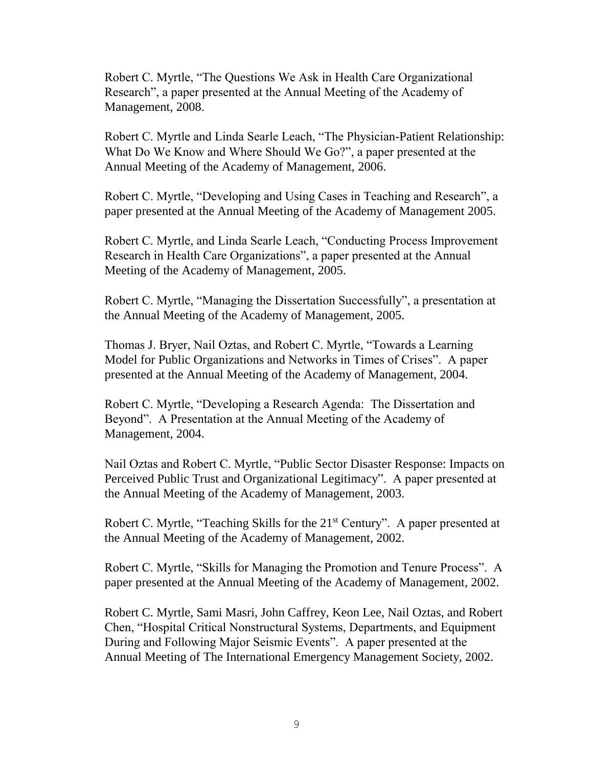Robert C. Myrtle, “The Questions We Ask in Health Care Organizational Research”, a paper presented at the Annual Meeting of the Academy of Management, 2008.

Robert C. Myrtle and Linda Searle Leach, “The Physician-Patient Relationship: What Do We Know and Where Should We Go?”, a paper presented at the Annual Meeting of the Academy of Management, 2006.

Robert C. Myrtle, “Developing and Using Cases in Teaching and Research”, a paper presented at the Annual Meeting of the Academy of Management 2005.

Robert C. Myrtle, and Linda Searle Leach, “Conducting Process Improvement Research in Health Care Organizations”, a paper presented at the Annual Meeting of the Academy of Management, 2005.

Robert C. Myrtle, “Managing the Dissertation Successfully”, a presentation at the Annual Meeting of the Academy of Management, 2005.

Thomas J. Bryer, Nail Oztas, and Robert C. Myrtle, “Towards a Learning Model for Public Organizations and Networks in Times of Crises”. A paper presented at the Annual Meeting of the Academy of Management, 2004.

Robert C. Myrtle, “Developing a Research Agenda: The Dissertation and Beyond”. A Presentation at the Annual Meeting of the Academy of Management, 2004.

Nail Oztas and Robert C. Myrtle, “Public Sector Disaster Response: Impacts on Perceived Public Trust and Organizational Legitimacy”. A paper presented at the Annual Meeting of the Academy of Management, 2003.

Robert C. Myrtle, “Teaching Skills for the 21st Century”. A paper presented at the Annual Meeting of the Academy of Management, 2002.

Robert C. Myrtle, “Skills for Managing the Promotion and Tenure Process”. A paper presented at the Annual Meeting of the Academy of Management, 2002.

Robert C. Myrtle, Sami Masri, John Caffrey, Keon Lee, Nail Oztas, and Robert Chen, “Hospital Critical Nonstructural Systems, Departments, and Equipment During and Following Major Seismic Events”. A paper presented at the Annual Meeting of The International Emergency Management Society, 2002.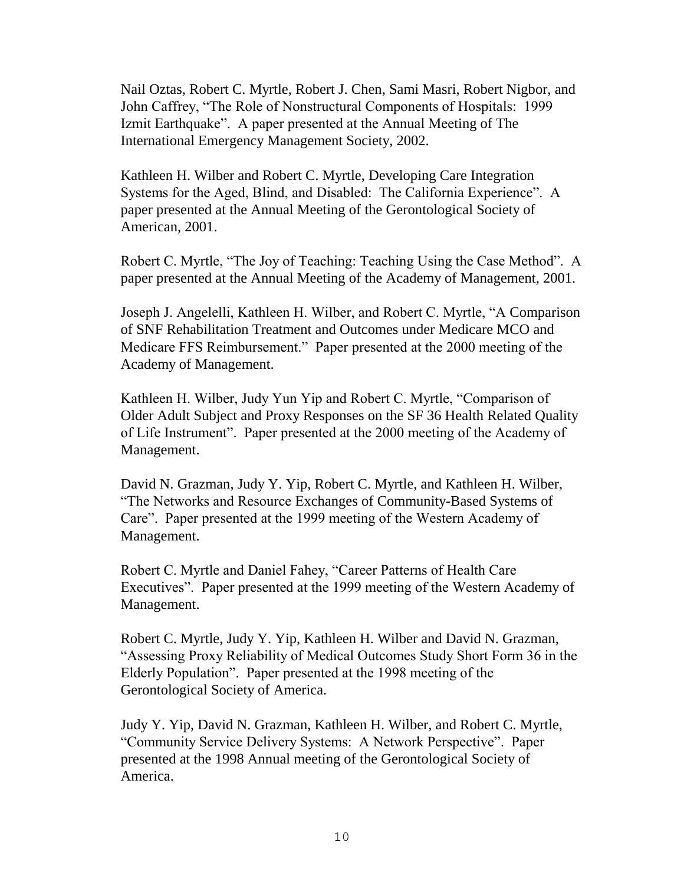Nail Oztas, Robert C. Myrtle, Robert J. Chen, Sami Masri, Robert Nigbor, and John Caffrey, "The Role of Nonstructural Components of Hospitals: 1999 Izmit Earthquake". A paper presented at the Annual Meeting of The International Emergency Management Society, 2002.

Kathleen H. Wilber and Robert C. Myrtle, Developing Care Integration Systems for the Aged, Blind, and Disabled: The California Experience". A paper presented at the Annual Meeting of the Gerontological Society of American, 2001.

Robert C. Myrtle, "The Joy of Teaching: Teaching Using the Case Method". A paper presented at the Annual Meeting of the Academy of Management, 2001.

Joseph J. Angelelli, Kathleen H. Wilber, and Robert C. Myrtle, "A Comparison of SNF Rehabilitation Treatment and Outcomes under Medicare MCO and Medicare FFS Reimbursement." Paper presented at the 2000 meeting of the Academy of Management.

Kathleen H. Wilber, Judy Yun Yip and Robert C. Myrtle, "Comparison of Older Adult Subject and Proxy Responses on the SF 36 Health Related Quality of Life Instrument". Paper presented at the 2000 meeting of the Academy of Management.

David N. Grazman, Judy Y. Yip, Robert C. Myrtle, and Kathleen H. Wilber, "The Networks and Resource Exchanges of Community-Based Systems of Care". Paper presented at the 1999 meeting of the Western Academy of Management.

Robert C. Myrtle and Daniel Fahey, "Career Patterns of Health Care Executives". Paper presented at the 1999 meeting of the Western Academy of Management.

Robert C. Myrtle, Judy Y. Yip, Kathleen H. Wilber and David N. Grazman, "Assessing Proxy Reliability of Medical Outcomes Study Short Form 36 in the Elderly Population". Paper presented at the 1998 meeting of the Gerontological Society of America.

Judy Y. Yip, David N. Grazman, Kathleen H. Wilber, and Robert C. Myrtle, "Community Service Delivery Systems: A Network Perspective". Paper presented at the 1998 Annual meeting of the Gerontological Society of America.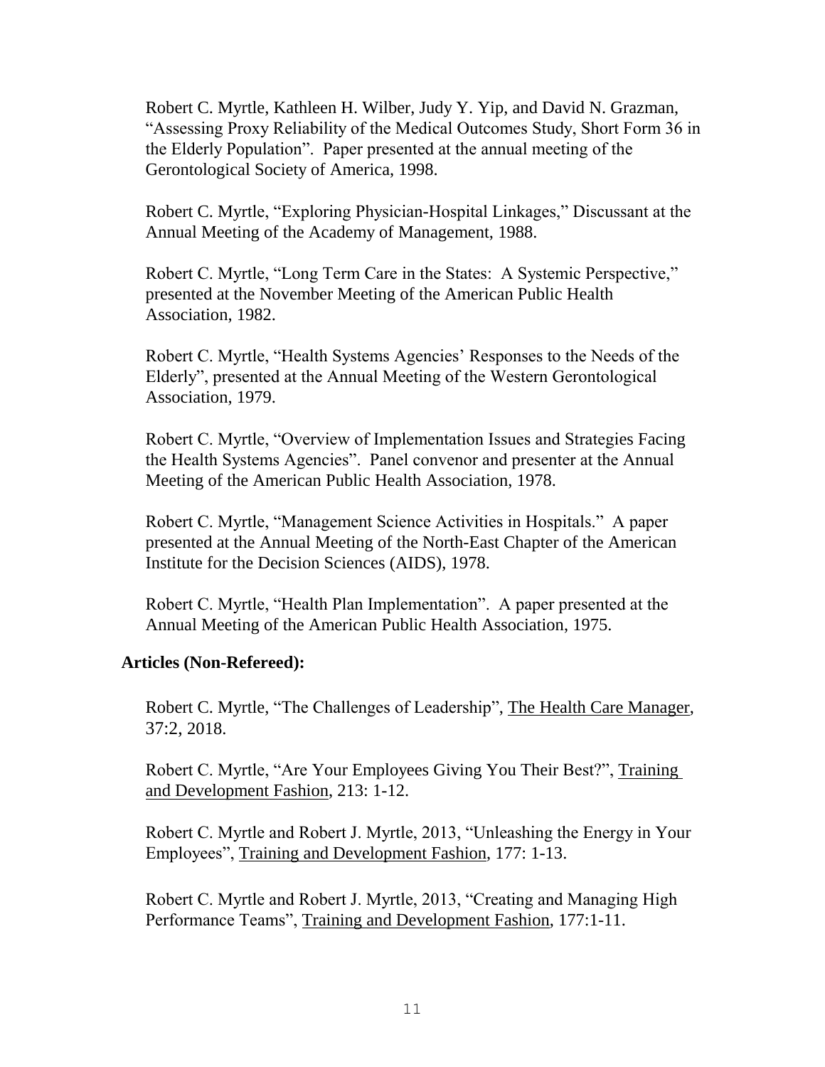Robert C. Myrtle, Kathleen H. Wilber, Judy Y. Yip, and David N. Grazman, "Assessing Proxy Reliability of the Medical Outcomes Study, Short Form 36 in the Elderly Population". Paper presented at the annual meeting of the Gerontological Society of America, 1998.

Robert C. Myrtle, "Exploring Physician-Hospital Linkages," Discussant at the Annual Meeting of the Academy of Management, 1988.

Robert C. Myrtle, "Long Term Care in the States: A Systemic Perspective," presented at the November Meeting of the American Public Health Association, 1982.

Robert C. Myrtle, "Health Systems Agencies' Responses to the Needs of the Elderly", presented at the Annual Meeting of the Western Gerontological Association, 1979.

Robert C. Myrtle, "Overview of Implementation Issues and Strategies Facing the Health Systems Agencies". Panel convenor and presenter at the Annual Meeting of the American Public Health Association, 1978.

Robert C. Myrtle, "Management Science Activities in Hospitals." A paper presented at the Annual Meeting of the North-East Chapter of the American Institute for the Decision Sciences (AIDS), 1978.

Robert C. Myrtle, "Health Plan Implementation". A paper presented at the Annual Meeting of the American Public Health Association, 1975.

**Articles (Non-Refereed):**

Robert C. Myrtle, "The Challenges of Leadership", The Health Care Manager, 37:2, 2018.

Robert C. Myrtle, "Are Your Employees Giving You Their Best?", Training and Development Fashion, 213: 1-12.

Robert C. Myrtle and Robert J. Myrtle, 2013, "Unleashing the Energy in Your Employees", Training and Development Fashion, 177: 1-13.

Robert C. Myrtle and Robert J. Myrtle, 2013, "Creating and Managing High Performance Teams", Training and Development Fashion, 177:1-11.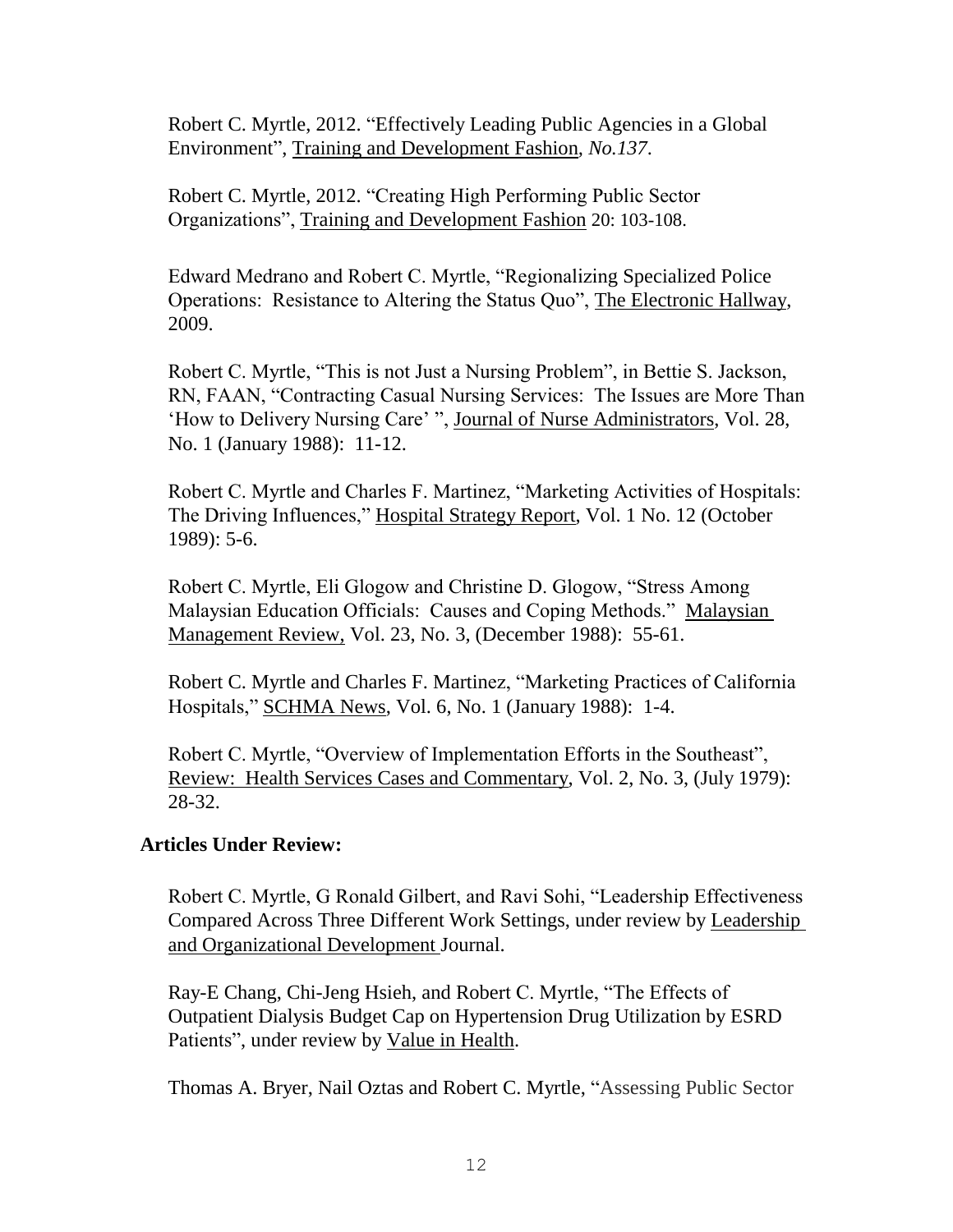Robert C. Myrtle, 2012. "Effectively Leading Public Agencies in a Global Environment", Training and Development Fashion, *No.137*.

Robert C. Myrtle, 2012. "Creating High Performing Public Sector Organizations", Training and Development Fashion 20: 103-108.

Edward Medrano and Robert C. Myrtle, "Regionalizing Specialized Police Operations: Resistance to Altering the Status Quo", The Electronic Hallway, 2009.

Robert C. Myrtle, "This is not Just a Nursing Problem", in Bettie S. Jackson, RN, FAAN, "Contracting Casual Nursing Services: The Issues are More Than 'How to Delivery Nursing Care' ", Journal of Nurse Administrators, Vol. 28, No. 1 (January 1988): 11-12.

Robert C. Myrtle and Charles F. Martinez, "Marketing Activities of Hospitals: The Driving Influences," Hospital Strategy Report, Vol. 1 No. 12 (October 1989): 5-6.

Robert C. Myrtle, Eli Glogow and Christine D. Glogow, "Stress Among Malaysian Education Officials: Causes and Coping Methods." Malaysian Management Review, Vol. 23, No. 3, (December 1988): 55-61.

Robert C. Myrtle and Charles F. Martinez, "Marketing Practices of California Hospitals," SCHMA News, Vol. 6, No. 1 (January 1988): 1-4.

Robert C. Myrtle, "Overview of Implementation Efforts in the Southeast", Review: Health Services Cases and Commentary, Vol. 2, No. 3, (July 1979): 28-32.

**Articles Under Review:**

Robert C. Myrtle, G Ronald Gilbert, and Ravi Sohi, "Leadership Effectiveness Compared Across Three Different Work Settings, under review by Leadership and Organizational Development Journal.

Ray-E Chang, Chi-Jeng Hsieh, and Robert C. Myrtle, "The Effects of Outpatient Dialysis Budget Cap on Hypertension Drug Utilization by ESRD Patients", under review by Value in Health.

Thomas A. Bryer, Nail Oztas and Robert C. Myrtle, "Assessing Public Sector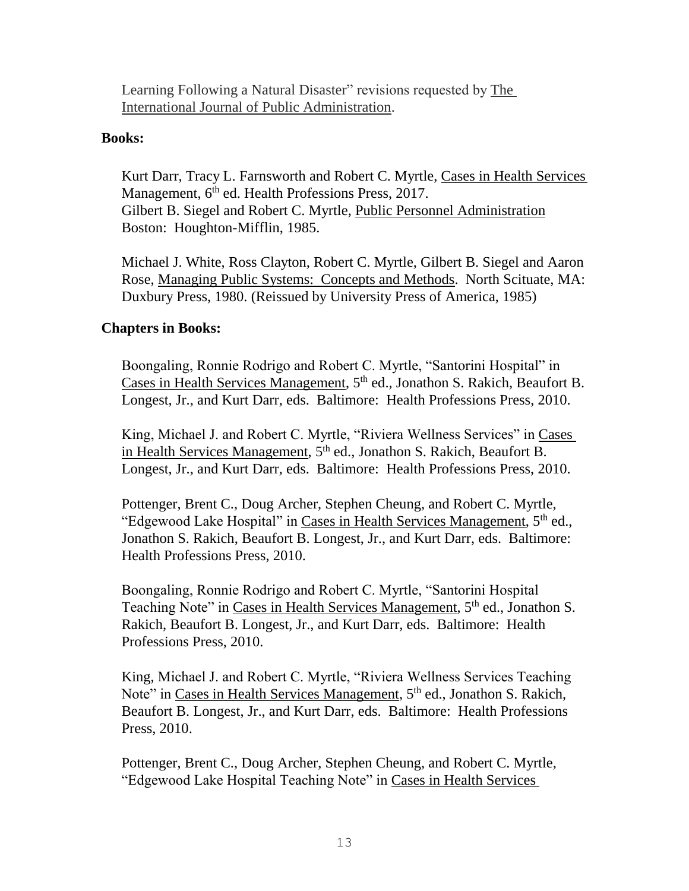Learning Following a Natural Disaster" revisions requested by The International Journal of Public Administration.

**Books:**

Kurt Darr, Tracy L. Farnsworth and Robert C. Myrtle, Cases in Health Services Management, 6th ed. Health Professions Press, 2017.
Gilbert B. Siegel and Robert C. Myrtle, Public Personnel Administration Boston: Houghton-Mifflin, 1985.

Michael J. White, Ross Clayton, Robert C. Myrtle, Gilbert B. Siegel and Aaron Rose, Managing Public Systems: Concepts and Methods. North Scituate, MA: Duxbury Press, 1980. (Reissued by University Press of America, 1985)

**Chapters in Books:**

Boongaling, Ronnie Rodrigo and Robert C. Myrtle, "Santorini Hospital" in Cases in Health Services Management, 5th ed., Jonathon S. Rakich, Beaufort B. Longest, Jr., and Kurt Darr, eds. Baltimore: Health Professions Press, 2010.

King, Michael J. and Robert C. Myrtle, "Riviera Wellness Services" in Cases in Health Services Management, 5th ed., Jonathon S. Rakich, Beaufort B. Longest, Jr., and Kurt Darr, eds. Baltimore: Health Professions Press, 2010.

Pottenger, Brent C., Doug Archer, Stephen Cheung, and Robert C. Myrtle, "Edgewood Lake Hospital" in Cases in Health Services Management, 5th ed., Jonathon S. Rakich, Beaufort B. Longest, Jr., and Kurt Darr, eds. Baltimore: Health Professions Press, 2010.

Boongaling, Ronnie Rodrigo and Robert C. Myrtle, "Santorini Hospital Teaching Note" in Cases in Health Services Management, 5th ed., Jonathon S. Rakich, Beaufort B. Longest, Jr., and Kurt Darr, eds. Baltimore: Health Professions Press, 2010.

King, Michael J. and Robert C. Myrtle, "Riviera Wellness Services Teaching Note" in Cases in Health Services Management, 5th ed., Jonathon S. Rakich, Beaufort B. Longest, Jr., and Kurt Darr, eds. Baltimore: Health Professions Press, 2010.

Pottenger, Brent C., Doug Archer, Stephen Cheung, and Robert C. Myrtle, "Edgewood Lake Hospital Teaching Note" in Cases in Health Services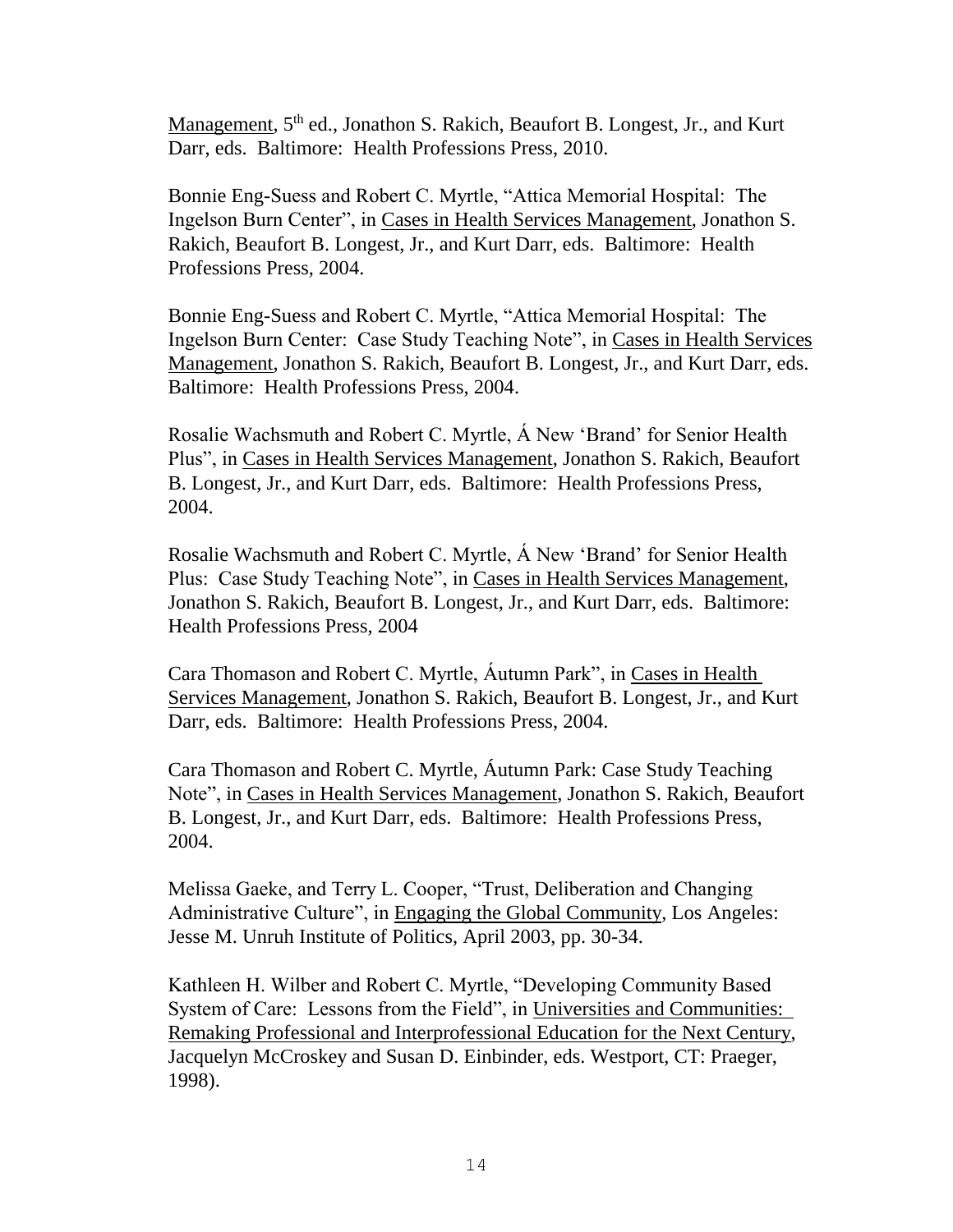Management, 5th ed., Jonathon S. Rakich, Beaufort B. Longest, Jr., and Kurt Darr, eds. Baltimore: Health Professions Press, 2010.

Bonnie Eng-Suess and Robert C. Myrtle, "Attica Memorial Hospital: The Ingelson Burn Center", in Cases in Health Services Management, Jonathon S. Rakich, Beaufort B. Longest, Jr., and Kurt Darr, eds. Baltimore: Health Professions Press, 2004.

Bonnie Eng-Suess and Robert C. Myrtle, "Attica Memorial Hospital: The Ingelson Burn Center: Case Study Teaching Note", in Cases in Health Services Management, Jonathon S. Rakich, Beaufort B. Longest, Jr., and Kurt Darr, eds. Baltimore: Health Professions Press, 2004.

Rosalie Wachsmuth and Robert C. Myrtle, Á New 'Brand' for Senior Health Plus", in Cases in Health Services Management, Jonathon S. Rakich, Beaufort B. Longest, Jr., and Kurt Darr, eds. Baltimore: Health Professions Press, 2004.

Rosalie Wachsmuth and Robert C. Myrtle, Á New 'Brand' for Senior Health Plus: Case Study Teaching Note", in Cases in Health Services Management, Jonathon S. Rakich, Beaufort B. Longest, Jr., and Kurt Darr, eds. Baltimore: Health Professions Press, 2004

Cara Thomason and Robert C. Myrtle, Áutumn Park", in Cases in Health Services Management, Jonathon S. Rakich, Beaufort B. Longest, Jr., and Kurt Darr, eds. Baltimore: Health Professions Press, 2004.

Cara Thomason and Robert C. Myrtle, Áutumn Park: Case Study Teaching Note", in Cases in Health Services Management, Jonathon S. Rakich, Beaufort B. Longest, Jr., and Kurt Darr, eds. Baltimore: Health Professions Press, 2004.

Melissa Gaeke, and Terry L. Cooper, "Trust, Deliberation and Changing Administrative Culture", in Engaging the Global Community, Los Angeles: Jesse M. Unruh Institute of Politics, April 2003, pp. 30-34.

Kathleen H. Wilber and Robert C. Myrtle, "Developing Community Based System of Care: Lessons from the Field", in Universities and Communities: Remaking Professional and Interprofessional Education for the Next Century, Jacquelyn McCroskey and Susan D. Einbinder, eds. Westport, CT: Praeger, 1998).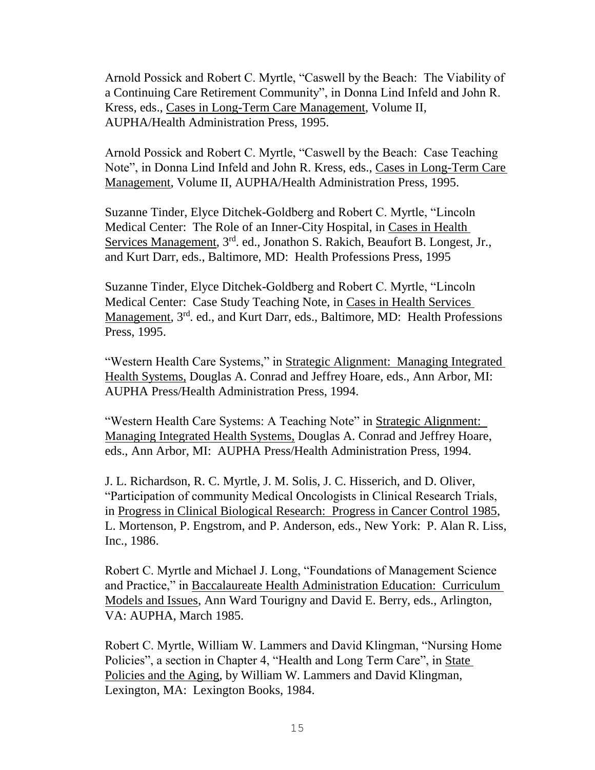Arnold Possick and Robert C. Myrtle, “Caswell by the Beach: The Viability of a Continuing Care Retirement Community”, in Donna Lind Infeld and John R. Kress, eds., Cases in Long-Term Care Management, Volume II, AUPHA/Health Administration Press, 1995.

Arnold Possick and Robert C. Myrtle, “Caswell by the Beach: Case Teaching Note”, in Donna Lind Infeld and John R. Kress, eds., Cases in Long-Term Care Management, Volume II, AUPHA/Health Administration Press, 1995.

Suzanne Tinder, Elyce Ditchek-Goldberg and Robert C. Myrtle, “Lincoln Medical Center: The Role of an Inner-City Hospital, in Cases in Health Services Management, 3rd. ed., Jonathon S. Rakich, Beaufort B. Longest, Jr., and Kurt Darr, eds., Baltimore, MD: Health Professions Press, 1995

Suzanne Tinder, Elyce Ditchek-Goldberg and Robert C. Myrtle, “Lincoln Medical Center: Case Study Teaching Note, in Cases in Health Services Management, 3rd. ed., and Kurt Darr, eds., Baltimore, MD: Health Professions Press, 1995.

“Western Health Care Systems,” in Strategic Alignment: Managing Integrated Health Systems, Douglas A. Conrad and Jeffrey Hoare, eds., Ann Arbor, MI: AUPHA Press/Health Administration Press, 1994.

“Western Health Care Systems: A Teaching Note” in Strategic Alignment: Managing Integrated Health Systems, Douglas A. Conrad and Jeffrey Hoare, eds., Ann Arbor, MI: AUPHA Press/Health Administration Press, 1994.

J. L. Richardson, R. C. Myrtle, J. M. Solis, J. C. Hisserich, and D. Oliver, “Participation of community Medical Oncologists in Clinical Research Trials, in Progress in Clinical Biological Research: Progress in Cancer Control 1985, L. Mortenson, P. Engstrom, and P. Anderson, eds., New York: P. Alan R. Liss, Inc., 1986.

Robert C. Myrtle and Michael J. Long, “Foundations of Management Science and Practice,” in Baccalaureate Health Administration Education: Curriculum Models and Issues, Ann Ward Tourigny and David E. Berry, eds., Arlington, VA: AUPHA, March 1985.

Robert C. Myrtle, William W. Lammers and David Klingman, “Nursing Home Policies”, a section in Chapter 4, “Health and Long Term Care”, in State Policies and the Aging, by William W. Lammers and David Klingman, Lexington, MA: Lexington Books, 1984.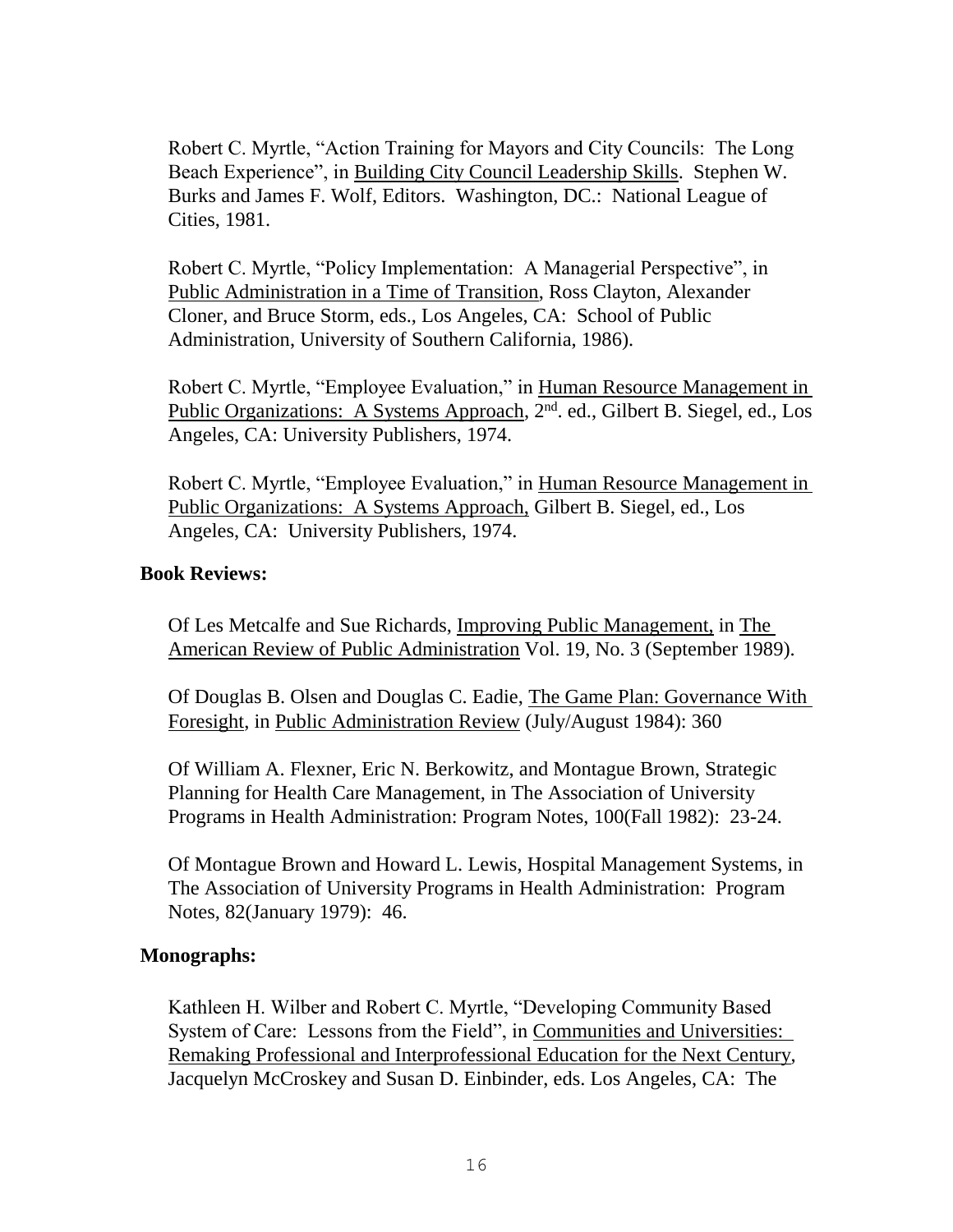Robert C. Myrtle, "Action Training for Mayors and City Councils: The Long Beach Experience", in Building City Council Leadership Skills. Stephen W. Burks and James F. Wolf, Editors. Washington, DC.: National League of Cities, 1981.

Robert C. Myrtle, "Policy Implementation: A Managerial Perspective", in Public Administration in a Time of Transition, Ross Clayton, Alexander Cloner, and Bruce Storm, eds., Los Angeles, CA: School of Public Administration, University of Southern California, 1986).

Robert C. Myrtle, "Employee Evaluation," in Human Resource Management in Public Organizations: A Systems Approach, 2nd. ed., Gilbert B. Siegel, ed., Los Angeles, CA: University Publishers, 1974.

Robert C. Myrtle, "Employee Evaluation," in Human Resource Management in Public Organizations: A Systems Approach, Gilbert B. Siegel, ed., Los Angeles, CA: University Publishers, 1974.

**Book Reviews:**

Of Les Metcalfe and Sue Richards, Improving Public Management, in The American Review of Public Administration Vol. 19, No. 3 (September 1989).

Of Douglas B. Olsen and Douglas C. Eadie, The Game Plan: Governance With Foresight, in Public Administration Review (July/August 1984): 360

Of William A. Flexner, Eric N. Berkowitz, and Montague Brown, Strategic Planning for Health Care Management, in The Association of University Programs in Health Administration: Program Notes, 100(Fall 1982): 23-24.

Of Montague Brown and Howard L. Lewis, Hospital Management Systems, in The Association of University Programs in Health Administration: Program Notes, 82(January 1979): 46.

**Monographs:**

Kathleen H. Wilber and Robert C. Myrtle, "Developing Community Based System of Care: Lessons from the Field", in Communities and Universities: Remaking Professional and Interprofessional Education for the Next Century, Jacquelyn McCroskey and Susan D. Einbinder, eds. Los Angeles, CA: The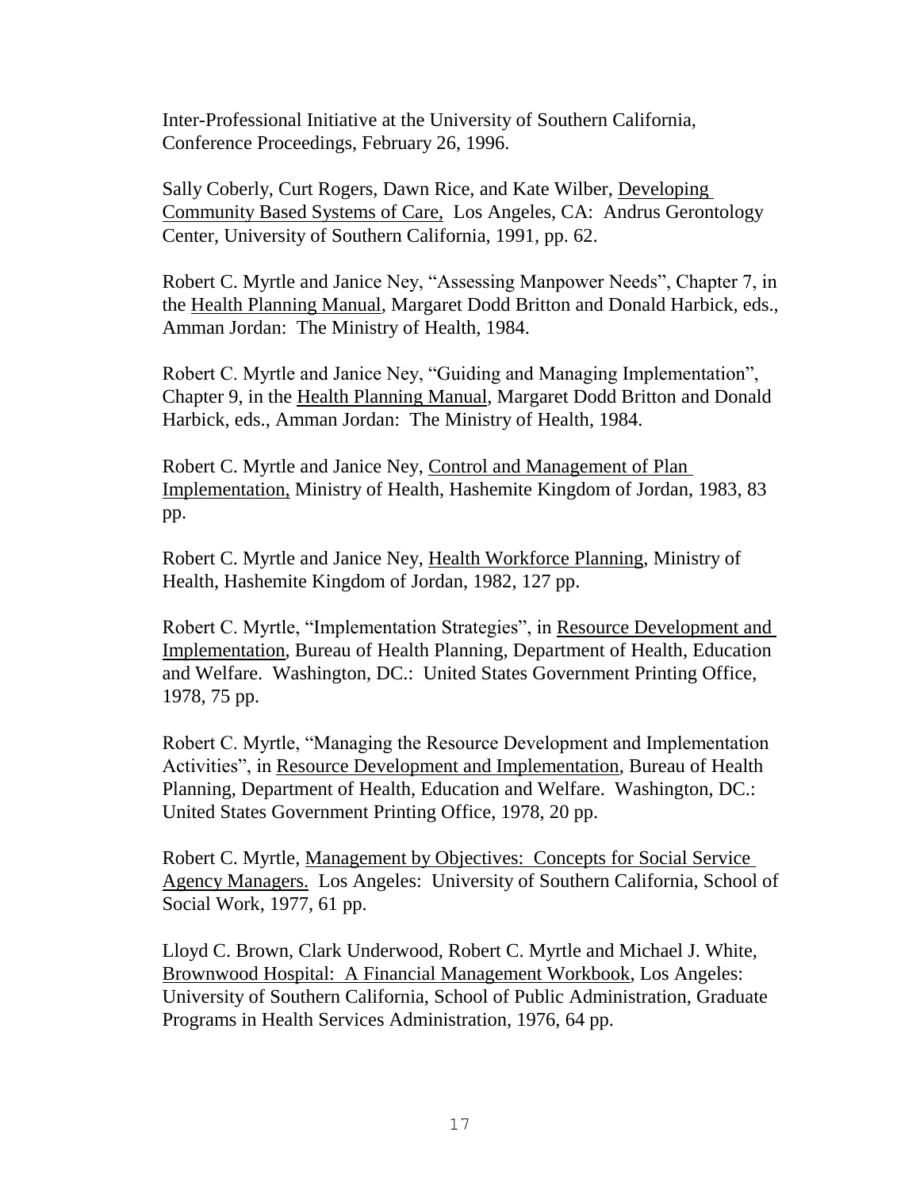Inter-Professional Initiative at the University of Southern California, Conference Proceedings, February 26, 1996.

Sally Coberly, Curt Rogers, Dawn Rice, and Kate Wilber, Developing Community Based Systems of Care, Los Angeles, CA: Andrus Gerontology Center, University of Southern California, 1991, pp. 62.

Robert C. Myrtle and Janice Ney, "Assessing Manpower Needs", Chapter 7, in the Health Planning Manual, Margaret Dodd Britton and Donald Harbick, eds., Amman Jordan: The Ministry of Health, 1984.

Robert C. Myrtle and Janice Ney, "Guiding and Managing Implementation", Chapter 9, in the Health Planning Manual, Margaret Dodd Britton and Donald Harbick, eds., Amman Jordan: The Ministry of Health, 1984.

Robert C. Myrtle and Janice Ney, Control and Management of Plan Implementation, Ministry of Health, Hashemite Kingdom of Jordan, 1983, 83 pp.

Robert C. Myrtle and Janice Ney, Health Workforce Planning, Ministry of Health, Hashemite Kingdom of Jordan, 1982, 127 pp.

Robert C. Myrtle, "Implementation Strategies", in Resource Development and Implementation, Bureau of Health Planning, Department of Health, Education and Welfare. Washington, DC.: United States Government Printing Office, 1978, 75 pp.

Robert C. Myrtle, "Managing the Resource Development and Implementation Activities", in Resource Development and Implementation, Bureau of Health Planning, Department of Health, Education and Welfare. Washington, DC.: United States Government Printing Office, 1978, 20 pp.

Robert C. Myrtle, Management by Objectives: Concepts for Social Service Agency Managers. Los Angeles: University of Southern California, School of Social Work, 1977, 61 pp.

Lloyd C. Brown, Clark Underwood, Robert C. Myrtle and Michael J. White, Brownwood Hospital: A Financial Management Workbook, Los Angeles: University of Southern California, School of Public Administration, Graduate Programs in Health Services Administration, 1976, 64 pp.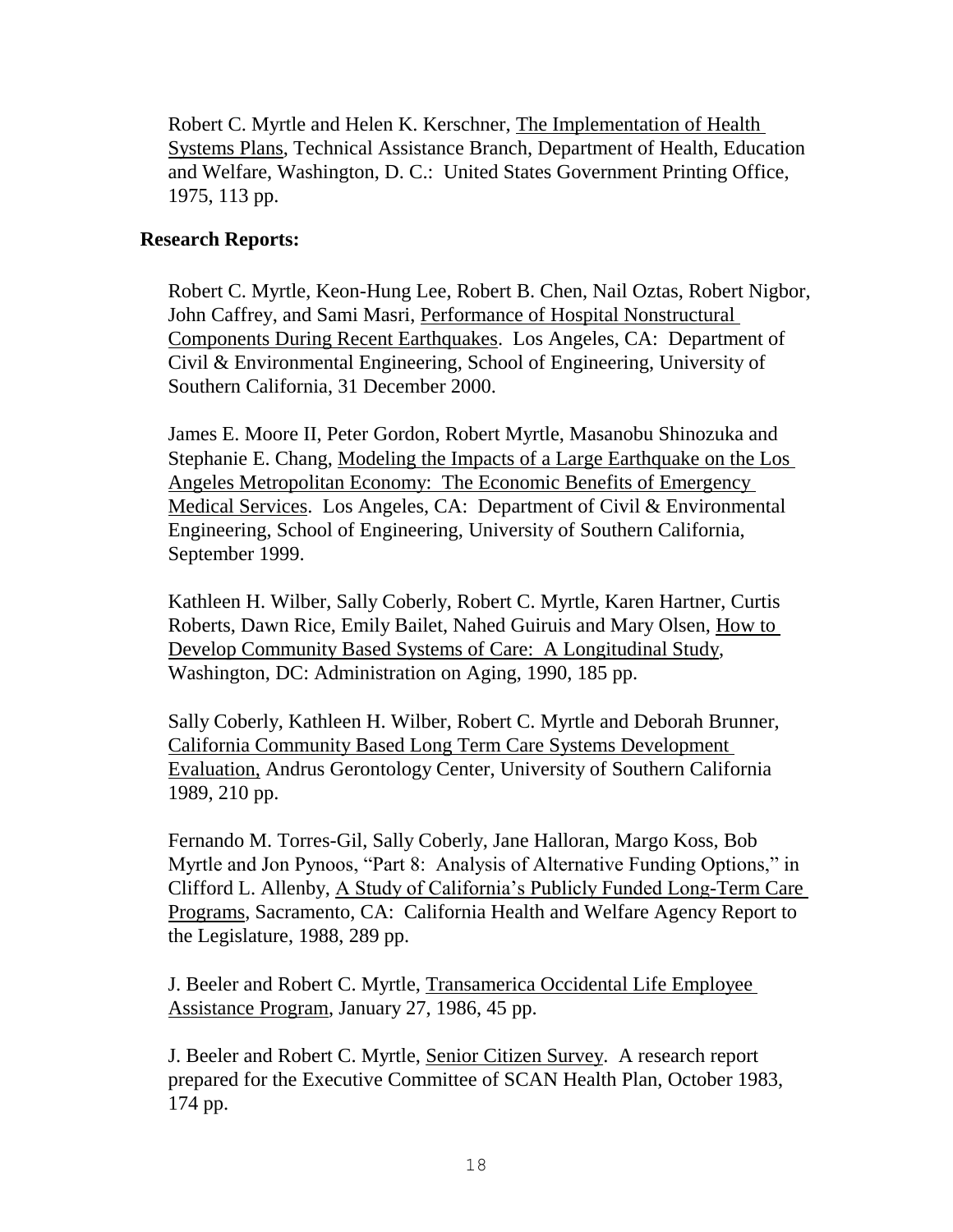Robert C. Myrtle and Helen K. Kerschner, <u>The Implementation of Health Systems Plans</u>, Technical Assistance Branch, Department of Health, Education and Welfare, Washington, D. C.: United States Government Printing Office, 1975, 113 pp.

**Research Reports:**

Robert C. Myrtle, Keon-Hung Lee, Robert B. Chen, Nail Oztas, Robert Nigbor, John Caffrey, and Sami Masri, <u>Performance of Hospital Nonstructural Components During Recent Earthquakes</u>. Los Angeles, CA: Department of Civil & Environmental Engineering, School of Engineering, University of Southern California, 31 December 2000.

James E. Moore II, Peter Gordon, Robert Myrtle, Masanobu Shinozuka and Stephanie E. Chang, <u>Modeling the Impacts of a Large Earthquake on the Los Angeles Metropolitan Economy: The Economic Benefits of Emergency Medical Services</u>. Los Angeles, CA: Department of Civil & Environmental Engineering, School of Engineering, University of Southern California, September 1999.

Kathleen H. Wilber, Sally Coberly, Robert C. Myrtle, Karen Hartner, Curtis Roberts, Dawn Rice, Emily Bailet, Nahed Guiruis and Mary Olsen, <u>How to Develop Community Based Systems of Care: A Longitudinal Study</u>, Washington, DC: Administration on Aging, 1990, 185 pp.

Sally Coberly, Kathleen H. Wilber, Robert C. Myrtle and Deborah Brunner, <u>California Community Based Long Term Care Systems Development Evaluation,</u> Andrus Gerontology Center, University of Southern California 1989, 210 pp.

Fernando M. Torres-Gil, Sally Coberly, Jane Halloran, Margo Koss, Bob Myrtle and Jon Pynoos, "Part 8: Analysis of Alternative Funding Options," in Clifford L. Allenby, <u>A Study of California's Publicly Funded Long-Term Care Programs</u>, Sacramento, CA: California Health and Welfare Agency Report to the Legislature, 1988, 289 pp.

J. Beeler and Robert C. Myrtle, <u>Transamerica Occidental Life Employee Assistance Program</u>, January 27, 1986, 45 pp.

J. Beeler and Robert C. Myrtle, <u>Senior Citizen Survey</u>. A research report prepared for the Executive Committee of SCAN Health Plan, October 1983, 174 pp.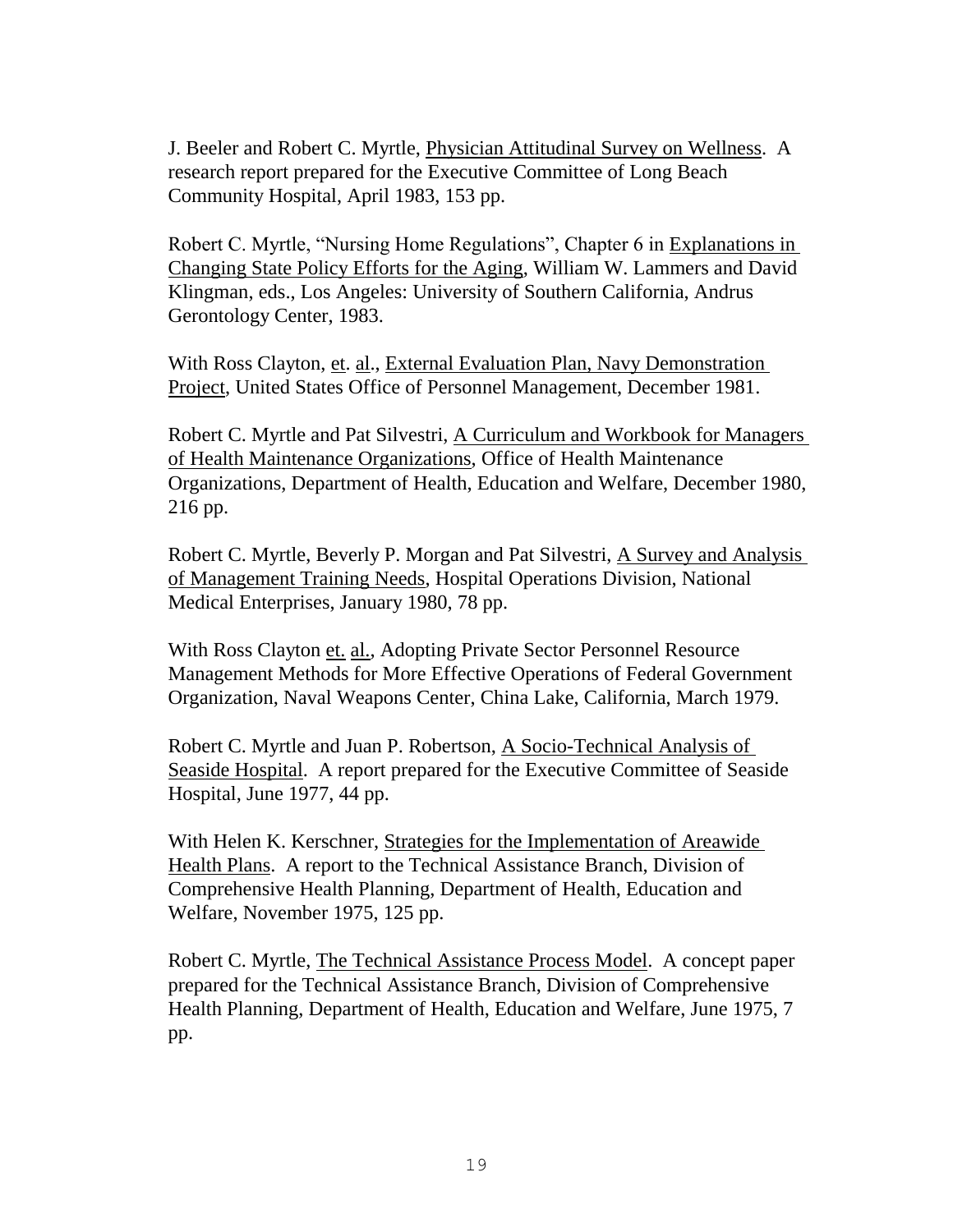J. Beeler and Robert C. Myrtle, Physician Attitudinal Survey on Wellness. A research report prepared for the Executive Committee of Long Beach Community Hospital, April 1983, 153 pp.

Robert C. Myrtle, "Nursing Home Regulations", Chapter 6 in Explanations in Changing State Policy Efforts for the Aging, William W. Lammers and David Klingman, eds., Los Angeles: University of Southern California, Andrus Gerontology Center, 1983.

With Ross Clayton, et. al., External Evaluation Plan, Navy Demonstration Project, United States Office of Personnel Management, December 1981.

Robert C. Myrtle and Pat Silvestri, A Curriculum and Workbook for Managers of Health Maintenance Organizations, Office of Health Maintenance Organizations, Department of Health, Education and Welfare, December 1980, 216 pp.

Robert C. Myrtle, Beverly P. Morgan and Pat Silvestri, A Survey and Analysis of Management Training Needs, Hospital Operations Division, National Medical Enterprises, January 1980, 78 pp.

With Ross Clayton et. al., Adopting Private Sector Personnel Resource Management Methods for More Effective Operations of Federal Government Organization, Naval Weapons Center, China Lake, California, March 1979.

Robert C. Myrtle and Juan P. Robertson, A Socio-Technical Analysis of Seaside Hospital. A report prepared for the Executive Committee of Seaside Hospital, June 1977, 44 pp.

With Helen K. Kerschner, Strategies for the Implementation of Areawide Health Plans. A report to the Technical Assistance Branch, Division of Comprehensive Health Planning, Department of Health, Education and Welfare, November 1975, 125 pp.

Robert C. Myrtle, The Technical Assistance Process Model. A concept paper prepared for the Technical Assistance Branch, Division of Comprehensive Health Planning, Department of Health, Education and Welfare, June 1975, 7 pp.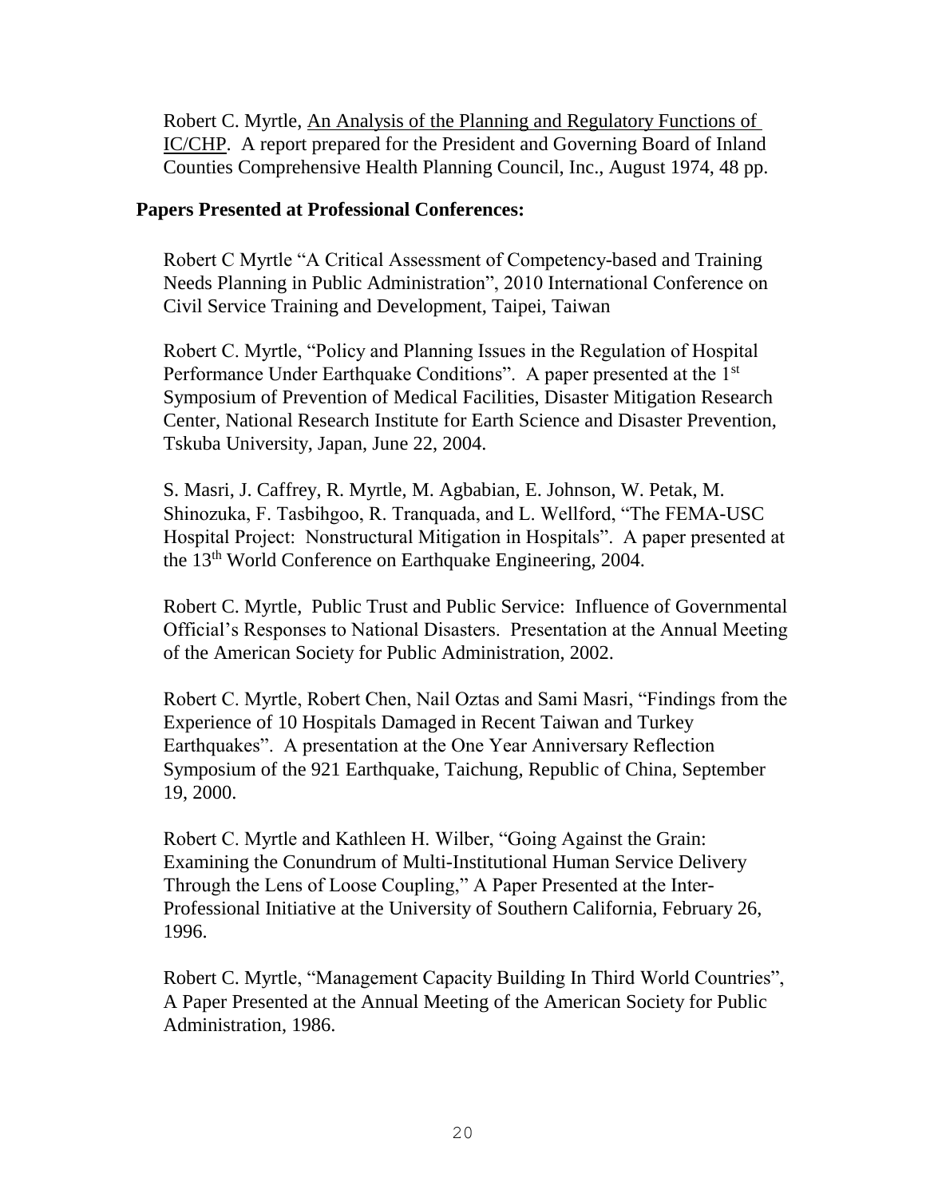Robert C. Myrtle, <u>An Analysis of the Planning and Regulatory Functions of IC/CHP</u>. A report prepared for the President and Governing Board of Inland Counties Comprehensive Health Planning Council, Inc., August 1974, 48 pp.

**Papers Presented at Professional Conferences:**

Robert C Myrtle "A Critical Assessment of Competency-based and Training Needs Planning in Public Administration", 2010 International Conference on Civil Service Training and Development, Taipei, Taiwan

Robert C. Myrtle, "Policy and Planning Issues in the Regulation of Hospital Performance Under Earthquake Conditions". A paper presented at the 1st Symposium of Prevention of Medical Facilities, Disaster Mitigation Research Center, National Research Institute for Earth Science and Disaster Prevention, Tskuba University, Japan, June 22, 2004.

S. Masri, J. Caffrey, R. Myrtle, M. Agbabian, E. Johnson, W. Petak, M. Shinozuka, F. Tasbihgoo, R. Tranquada, and L. Wellford, "The FEMA-USC Hospital Project: Nonstructural Mitigation in Hospitals". A paper presented at the 13th World Conference on Earthquake Engineering, 2004.

Robert C. Myrtle, Public Trust and Public Service: Influence of Governmental Official's Responses to National Disasters. Presentation at the Annual Meeting of the American Society for Public Administration, 2002.

Robert C. Myrtle, Robert Chen, Nail Oztas and Sami Masri, "Findings from the Experience of 10 Hospitals Damaged in Recent Taiwan and Turkey Earthquakes". A presentation at the One Year Anniversary Reflection Symposium of the 921 Earthquake, Taichung, Republic of China, September 19, 2000.

Robert C. Myrtle and Kathleen H. Wilber, "Going Against the Grain: Examining the Conundrum of Multi-Institutional Human Service Delivery Through the Lens of Loose Coupling," A Paper Presented at the Inter-Professional Initiative at the University of Southern California, February 26, 1996.

Robert C. Myrtle, "Management Capacity Building In Third World Countries", A Paper Presented at the Annual Meeting of the American Society for Public Administration, 1986.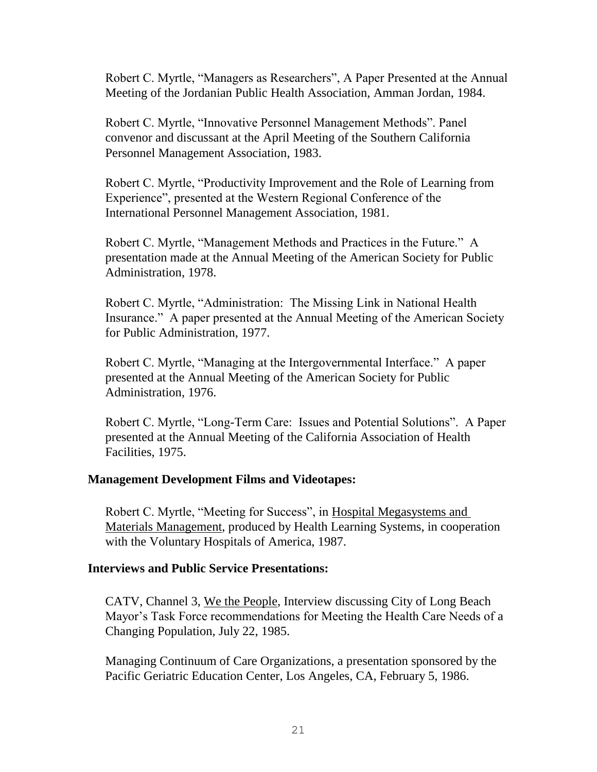Robert C. Myrtle, "Managers as Researchers", A Paper Presented at the Annual Meeting of the Jordanian Public Health Association, Amman Jordan, 1984.

Robert C. Myrtle, "Innovative Personnel Management Methods". Panel convenor and discussant at the April Meeting of the Southern California Personnel Management Association, 1983.

Robert C. Myrtle, "Productivity Improvement and the Role of Learning from Experience", presented at the Western Regional Conference of the International Personnel Management Association, 1981.

Robert C. Myrtle, "Management Methods and Practices in the Future." A presentation made at the Annual Meeting of the American Society for Public Administration, 1978.

Robert C. Myrtle, "Administration: The Missing Link in National Health Insurance." A paper presented at the Annual Meeting of the American Society for Public Administration, 1977.

Robert C. Myrtle, "Managing at the Intergovernmental Interface." A paper presented at the Annual Meeting of the American Society for Public Administration, 1976.

Robert C. Myrtle, "Long-Term Care: Issues and Potential Solutions". A Paper presented at the Annual Meeting of the California Association of Health Facilities, 1975.

**Management Development Films and Videotapes:**

Robert C. Myrtle, "Meeting for Success", in Hospital Megasystems and Materials Management, produced by Health Learning Systems, in cooperation with the Voluntary Hospitals of America, 1987.

**Interviews and Public Service Presentations:**

CATV, Channel 3, We the People, Interview discussing City of Long Beach Mayor's Task Force recommendations for Meeting the Health Care Needs of a Changing Population, July 22, 1985.

Managing Continuum of Care Organizations, a presentation sponsored by the Pacific Geriatric Education Center, Los Angeles, CA, February 5, 1986.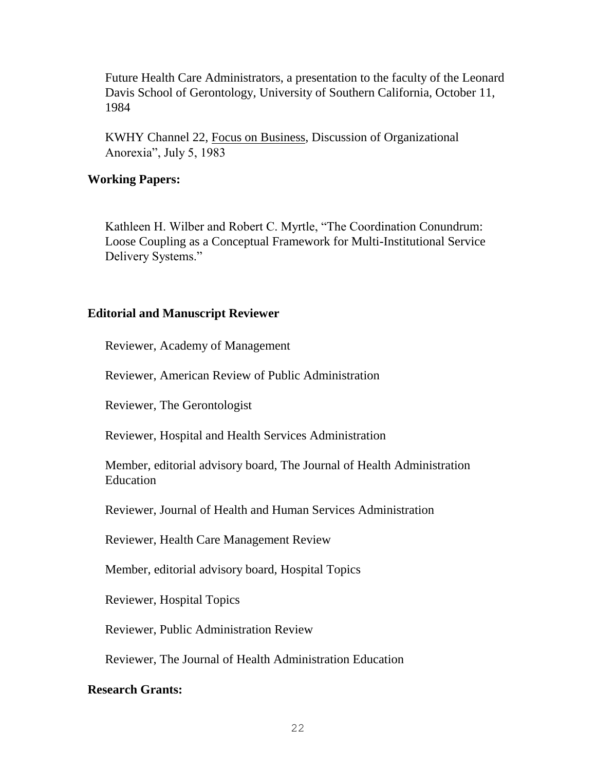Future Health Care Administrators, a presentation to the faculty of the Leonard Davis School of Gerontology, University of Southern California, October 11, 1984

KWHY Channel 22, Focus on Business, Discussion of Organizational Anorexia", July 5, 1983

**Working Papers:**

Kathleen H. Wilber and Robert C. Myrtle, "The Coordination Conundrum: Loose Coupling as a Conceptual Framework for Multi-Institutional Service Delivery Systems."

**Editorial and Manuscript Reviewer**

Reviewer, Academy of Management

Reviewer, American Review of Public Administration

Reviewer, The Gerontologist

Reviewer, Hospital and Health Services Administration

Member, editorial advisory board, The Journal of Health Administration Education

Reviewer, Journal of Health and Human Services Administration

Reviewer, Health Care Management Review

Member, editorial advisory board, Hospital Topics

Reviewer, Hospital Topics

Reviewer, Public Administration Review

Reviewer, The Journal of Health Administration Education

**Research Grants:**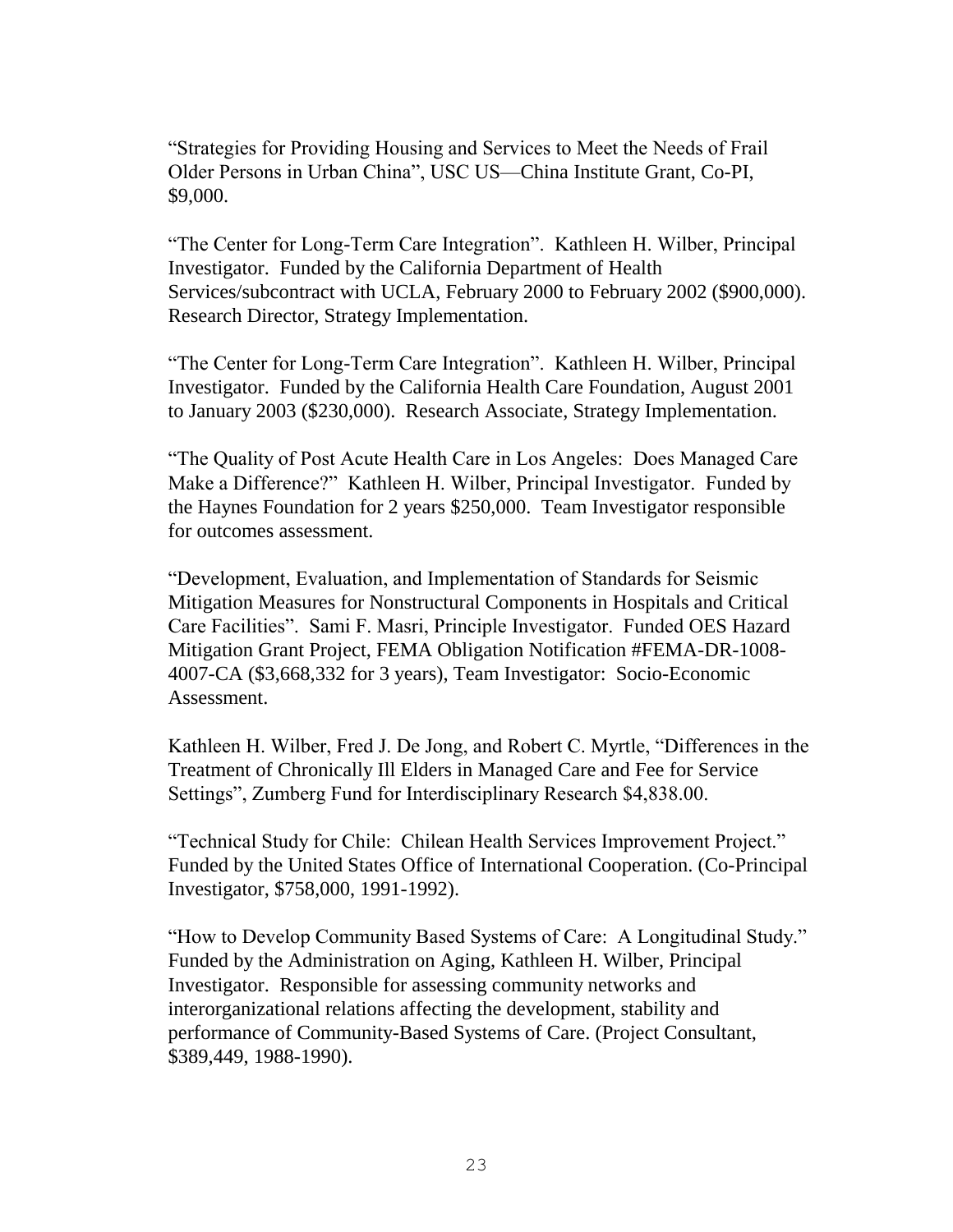"Strategies for Providing Housing and Services to Meet the Needs of Frail Older Persons in Urban China", USC US—China Institute Grant, Co-PI, $9,000.

"The Center for Long-Term Care Integration". Kathleen H. Wilber, Principal Investigator. Funded by the California Department of Health Services/subcontract with UCLA, February 2000 to February 2002 ($900,000). Research Director, Strategy Implementation.

"The Center for Long-Term Care Integration". Kathleen H. Wilber, Principal Investigator. Funded by the California Health Care Foundation, August 2001 to January 2003 ($230,000). Research Associate, Strategy Implementation.

"The Quality of Post Acute Health Care in Los Angeles: Does Managed Care Make a Difference?" Kathleen H. Wilber, Principal Investigator. Funded by the Haynes Foundation for 2 years $250,000. Team Investigator responsible for outcomes assessment.

"Development, Evaluation, and Implementation of Standards for Seismic Mitigation Measures for Nonstructural Components in Hospitals and Critical Care Facilities". Sami F. Masri, Principle Investigator. Funded OES Hazard Mitigation Grant Project, FEMA Obligation Notification #FEMA-DR-1008-4007-CA ($3,668,332 for 3 years), Team Investigator: Socio-Economic Assessment.

Kathleen H. Wilber, Fred J. De Jong, and Robert C. Myrtle, "Differences in the Treatment of Chronically Ill Elders in Managed Care and Fee for Service Settings", Zumberg Fund for Interdisciplinary Research $4,838.00.

"Technical Study for Chile: Chilean Health Services Improvement Project." Funded by the United States Office of International Cooperation. (Co-Principal Investigator, $758,000, 1991-1992).

"How to Develop Community Based Systems of Care: A Longitudinal Study." Funded by the Administration on Aging, Kathleen H. Wilber, Principal Investigator. Responsible for assessing community networks and interorganizational relations affecting the development, stability and performance of Community-Based Systems of Care. (Project Consultant, $389,449, 1988-1990).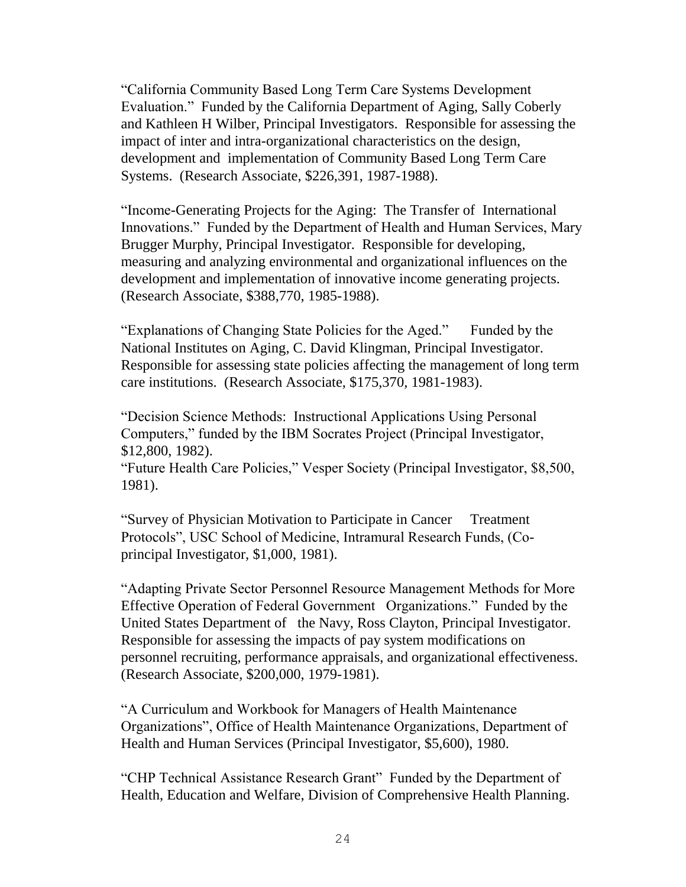"California Community Based Long Term Care Systems Development Evaluation." Funded by the California Department of Aging, Sally Coberly and Kathleen H Wilber, Principal Investigators. Responsible for assessing the impact of inter and intra-organizational characteristics on the design, development and implementation of Community Based Long Term Care Systems. (Research Associate, $226,391, 1987-1988).

"Income-Generating Projects for the Aging: The Transfer of International Innovations." Funded by the Department of Health and Human Services, Mary Brugger Murphy, Principal Investigator. Responsible for developing, measuring and analyzing environmental and organizational influences on the development and implementation of innovative income generating projects. (Research Associate, $388,770, 1985-1988).

"Explanations of Changing State Policies for the Aged." Funded by the National Institutes on Aging, C. David Klingman, Principal Investigator. Responsible for assessing state policies affecting the management of long term care institutions. (Research Associate, $175,370, 1981-1983).

"Decision Science Methods: Instructional Applications Using Personal Computers," funded by the IBM Socrates Project (Principal Investigator, $12,800, 1982).
"Future Health Care Policies," Vesper Society (Principal Investigator, $8,500, 1981).

"Survey of Physician Motivation to Participate in Cancer Treatment Protocols", USC School of Medicine, Intramural Research Funds, (Co-principal Investigator, $1,000, 1981).

"Adapting Private Sector Personnel Resource Management Methods for More Effective Operation of Federal Government Organizations." Funded by the United States Department of the Navy, Ross Clayton, Principal Investigator. Responsible for assessing the impacts of pay system modifications on personnel recruiting, performance appraisals, and organizational effectiveness. (Research Associate, $200,000, 1979-1981).

"A Curriculum and Workbook for Managers of Health Maintenance Organizations", Office of Health Maintenance Organizations, Department of Health and Human Services (Principal Investigator, $5,600), 1980.

"CHP Technical Assistance Research Grant" Funded by the Department of Health, Education and Welfare, Division of Comprehensive Health Planning.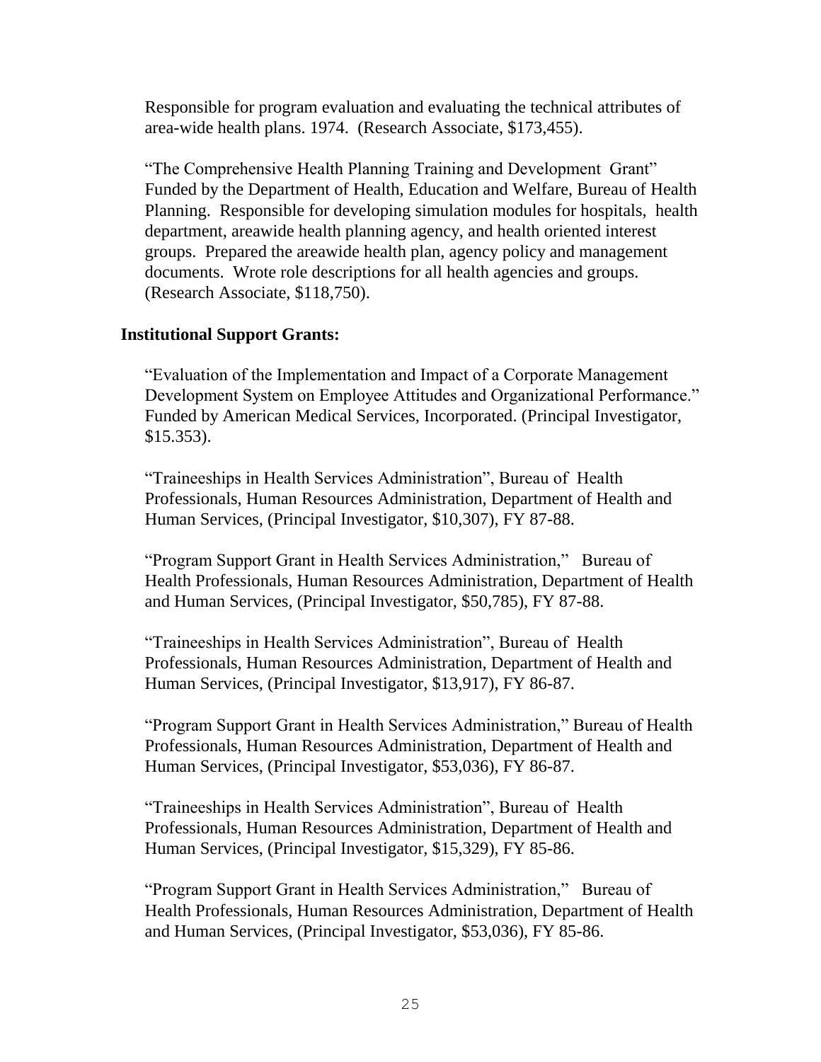Responsible for program evaluation and evaluating the technical attributes of area-wide health plans. 1974. (Research Associate, $173,455).

"The Comprehensive Health Planning Training and Development Grant" Funded by the Department of Health, Education and Welfare, Bureau of Health Planning. Responsible for developing simulation modules for hospitals, health department, areawide health planning agency, and health oriented interest groups. Prepared the areawide health plan, agency policy and management documents. Wrote role descriptions for all health agencies and groups. (Research Associate, $118,750).

**Institutional Support Grants:**

"Evaluation of the Implementation and Impact of a Corporate Management Development System on Employee Attitudes and Organizational Performance." Funded by American Medical Services, Incorporated. (Principal Investigator, $15.353).

"Traineeships in Health Services Administration", Bureau of Health Professionals, Human Resources Administration, Department of Health and Human Services, (Principal Investigator, $10,307), FY 87-88.

"Program Support Grant in Health Services Administration," Bureau of Health Professionals, Human Resources Administration, Department of Health and Human Services, (Principal Investigator, $50,785), FY 87-88.

"Traineeships in Health Services Administration", Bureau of Health Professionals, Human Resources Administration, Department of Health and Human Services, (Principal Investigator, $13,917), FY 86-87.

"Program Support Grant in Health Services Administration," Bureau of Health Professionals, Human Resources Administration, Department of Health and Human Services, (Principal Investigator, $53,036), FY 86-87.

"Traineeships in Health Services Administration", Bureau of Health Professionals, Human Resources Administration, Department of Health and Human Services, (Principal Investigator, $15,329), FY 85-86.

"Program Support Grant in Health Services Administration," Bureau of Health Professionals, Human Resources Administration, Department of Health and Human Services, (Principal Investigator, $53,036), FY 85-86.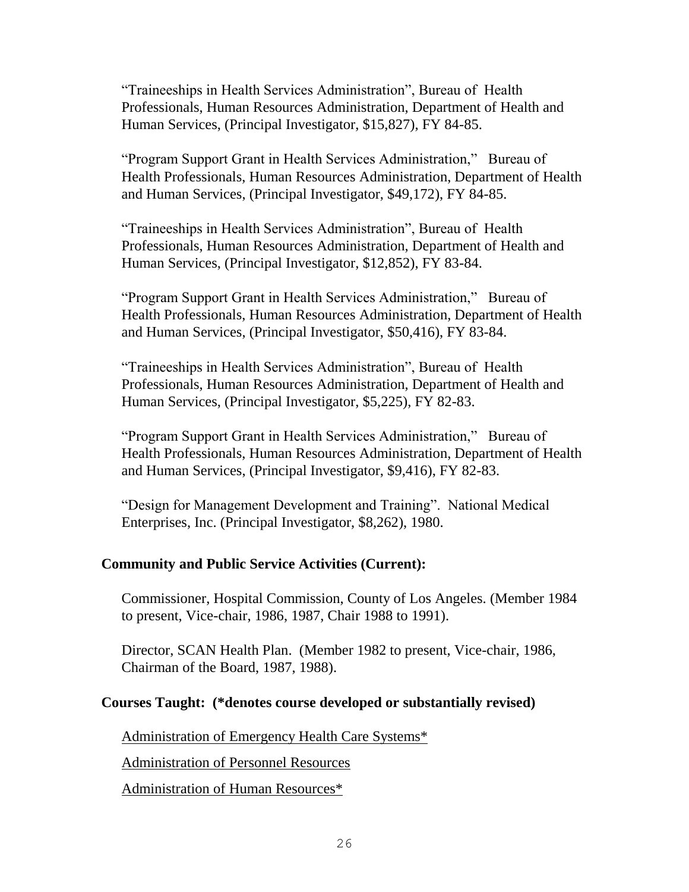"Traineeships in Health Services Administration", Bureau of Health Professionals, Human Resources Administration, Department of Health and Human Services, (Principal Investigator, $15,827), FY 84-85.

"Program Support Grant in Health Services Administration," Bureau of Health Professionals, Human Resources Administration, Department of Health and Human Services, (Principal Investigator, $49,172), FY 84-85.

"Traineeships in Health Services Administration", Bureau of Health Professionals, Human Resources Administration, Department of Health and Human Services, (Principal Investigator, $12,852), FY 83-84.

"Program Support Grant in Health Services Administration," Bureau of Health Professionals, Human Resources Administration, Department of Health and Human Services, (Principal Investigator, $50,416), FY 83-84.

"Traineeships in Health Services Administration", Bureau of Health Professionals, Human Resources Administration, Department of Health and Human Services, (Principal Investigator, $5,225), FY 82-83.

"Program Support Grant in Health Services Administration," Bureau of Health Professionals, Human Resources Administration, Department of Health and Human Services, (Principal Investigator, $9,416), FY 82-83.

"Design for Management Development and Training". National Medical Enterprises, Inc. (Principal Investigator, $8,262), 1980.

**Community and Public Service Activities (Current):**

Commissioner, Hospital Commission, County of Los Angeles. (Member 1984 to present, Vice-chair, 1986, 1987, Chair 1988 to 1991).

Director, SCAN Health Plan. (Member 1982 to present, Vice-chair, 1986, Chairman of the Board, 1987, 1988).

**Courses Taught: (*denotes course developed or substantially revised)**

<u>Administration of Emergency Health Care Systems*</u>

<u>Administration of Personnel Resources</u>

<u>Administration of Human Resources*</u>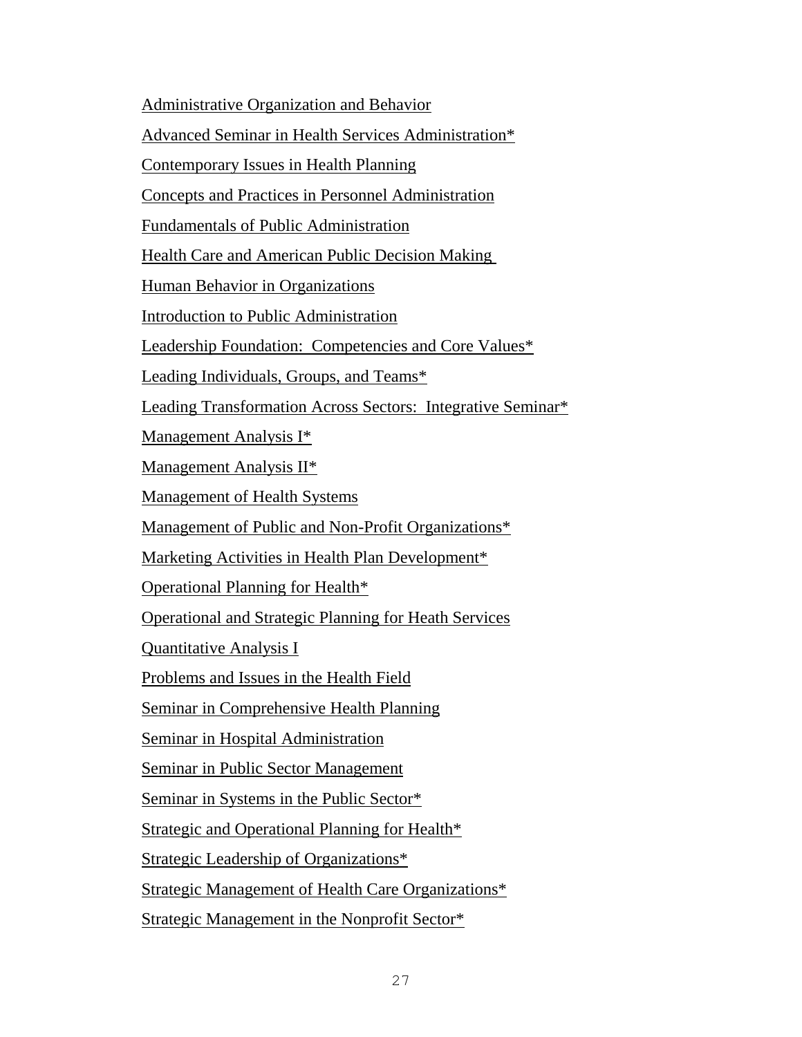Administrative Organization and Behavior

Advanced Seminar in Health Services Administration*

Contemporary Issues in Health Planning

Concepts and Practices in Personnel Administration

Fundamentals of Public Administration

Health Care and American Public Decision Making

Human Behavior in Organizations

Introduction to Public Administration

Leadership Foundation:  Competencies and Core Values*

Leading Individuals, Groups, and Teams*

Leading Transformation Across Sectors:  Integrative Seminar*

Management Analysis I*

Management Analysis II*

Management of Health Systems

Management of Public and Non-Profit Organizations*

Marketing Activities in Health Plan Development*

Operational Planning for Health*

Operational and Strategic Planning for Heath Services

Quantitative Analysis I

Problems and Issues in the Health Field

Seminar in Comprehensive Health Planning

Seminar in Hospital Administration

Seminar in Public Sector Management

Seminar in Systems in the Public Sector*

Strategic and Operational Planning for Health*

Strategic Leadership of Organizations*

Strategic Management of Health Care Organizations*

Strategic Management in the Nonprofit Sector*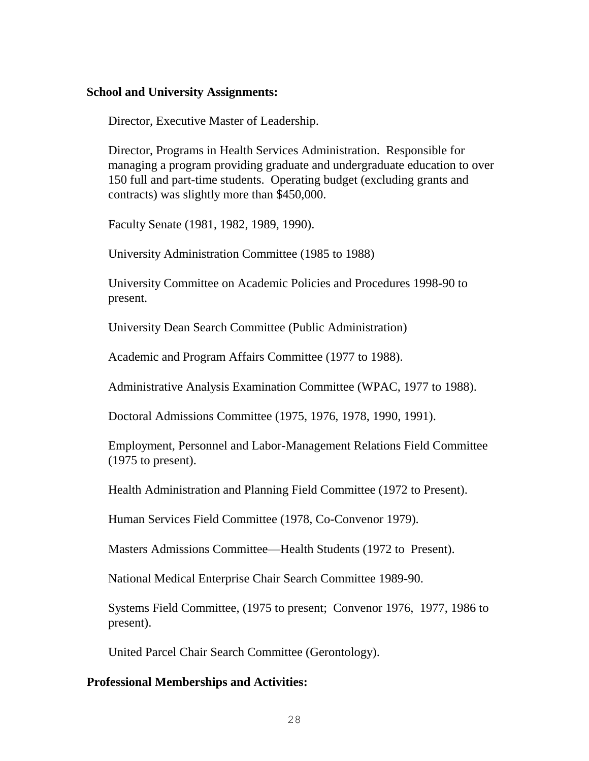**School and University Assignments:**

Director, Executive Master of Leadership.

Director, Programs in Health Services Administration. Responsible for managing a program providing graduate and undergraduate education to over 150 full and part-time students. Operating budget (excluding grants and contracts) was slightly more than $450,000.

Faculty Senate (1981, 1982, 1989, 1990).

University Administration Committee (1985 to 1988)

University Committee on Academic Policies and Procedures 1998-90 to present.

University Dean Search Committee (Public Administration)

Academic and Program Affairs Committee (1977 to 1988).

Administrative Analysis Examination Committee (WPAC, 1977 to 1988).

Doctoral Admissions Committee (1975, 1976, 1978, 1990, 1991).

Employment, Personnel and Labor-Management Relations Field Committee (1975 to present).

Health Administration and Planning Field Committee (1972 to Present).

Human Services Field Committee (1978, Co-Convenor 1979).

Masters Admissions Committee—Health Students (1972 to Present).

National Medical Enterprise Chair Search Committee 1989-90.

Systems Field Committee, (1975 to present; Convenor 1976, 1977, 1986 to present).

United Parcel Chair Search Committee (Gerontology).

**Professional Memberships and Activities:**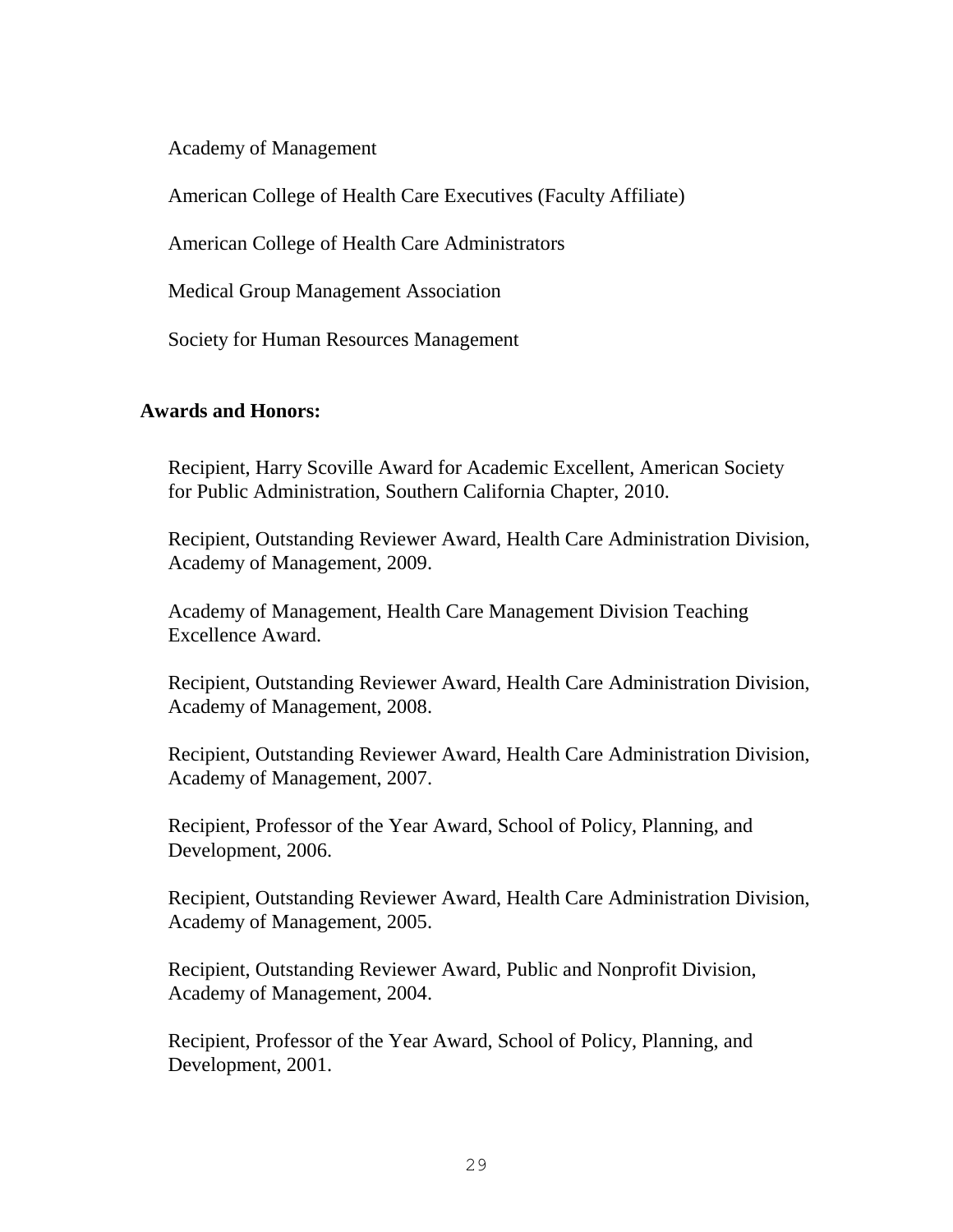Academy of Management

American College of Health Care Executives (Faculty Affiliate)

American College of Health Care Administrators

Medical Group Management Association

Society for Human Resources Management

**Awards and Honors:**

Recipient, Harry Scoville Award for Academic Excellent, American Society for Public Administration, Southern California Chapter, 2010.

Recipient, Outstanding Reviewer Award, Health Care Administration Division, Academy of Management, 2009.

Academy of Management, Health Care Management Division Teaching Excellence Award.

Recipient, Outstanding Reviewer Award, Health Care Administration Division, Academy of Management, 2008.

Recipient, Outstanding Reviewer Award, Health Care Administration Division, Academy of Management, 2007.

Recipient, Professor of the Year Award, School of Policy, Planning, and Development, 2006.

Recipient, Outstanding Reviewer Award, Health Care Administration Division, Academy of Management, 2005.

Recipient, Outstanding Reviewer Award, Public and Nonprofit Division, Academy of Management, 2004.

Recipient, Professor of the Year Award, School of Policy, Planning, and Development, 2001.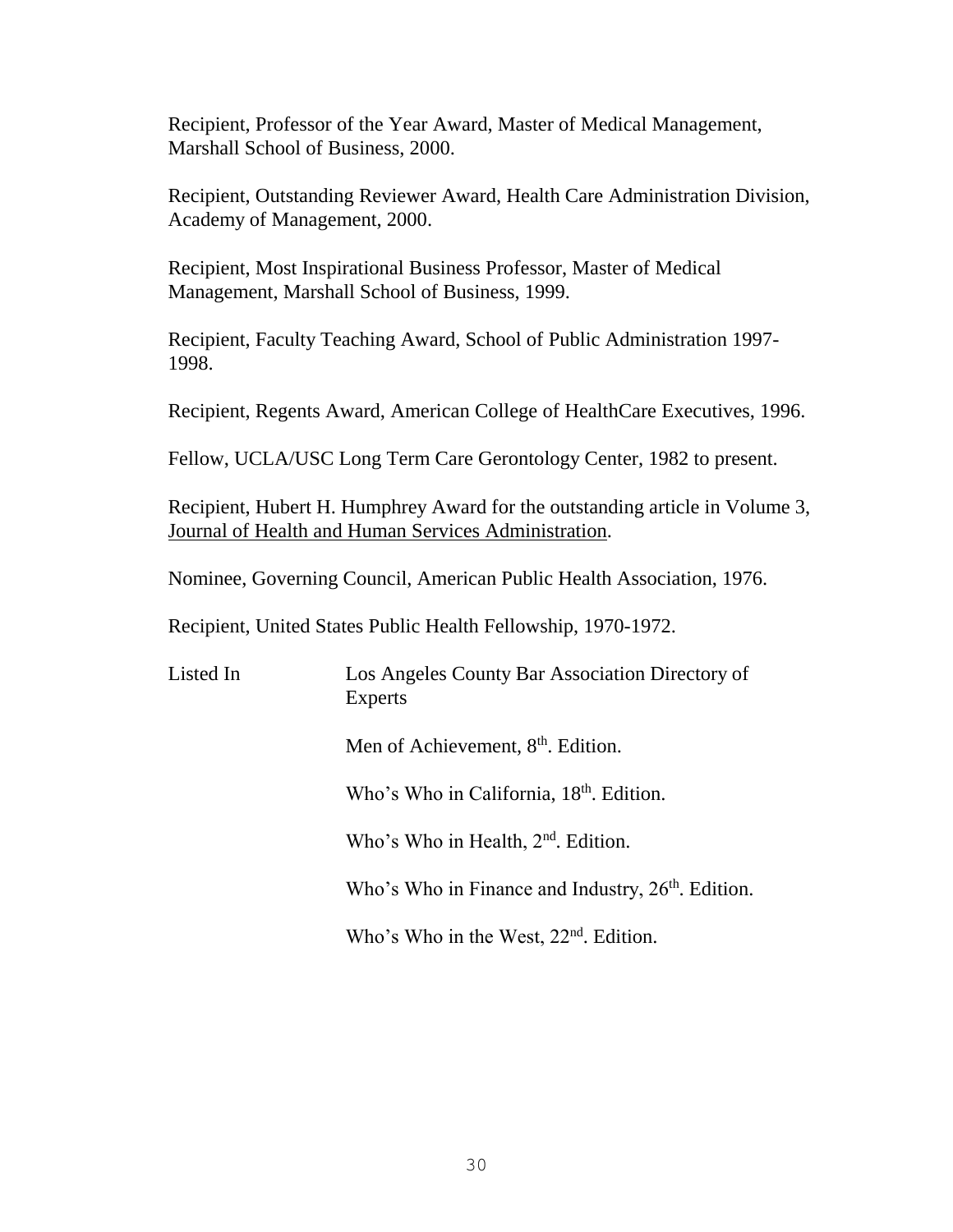Recipient, Professor of the Year Award, Master of Medical Management, Marshall School of Business, 2000.

Recipient, Outstanding Reviewer Award, Health Care Administration Division, Academy of Management, 2000.

Recipient, Most Inspirational Business Professor, Master of Medical Management, Marshall School of Business, 1999.

Recipient, Faculty Teaching Award, School of Public Administration 1997-1998.

Recipient, Regents Award, American College of HealthCare Executives, 1996.

Fellow, UCLA/USC Long Term Care Gerontology Center, 1982 to present.

Recipient, Hubert H. Humphrey Award for the outstanding article in Volume 3, Journal of Health and Human Services Administration.

Nominee, Governing Council, American Public Health Association, 1976.

Recipient, United States Public Health Fellowship, 1970-1972.

Listed In

Los Angeles County Bar Association Directory of Experts

Men of Achievement, 8th. Edition.

Who's Who in California, 18th. Edition.

Who's Who in Health, 2nd. Edition.

Who's Who in Finance and Industry, 26th. Edition.

Who's Who in the West, 22nd. Edition.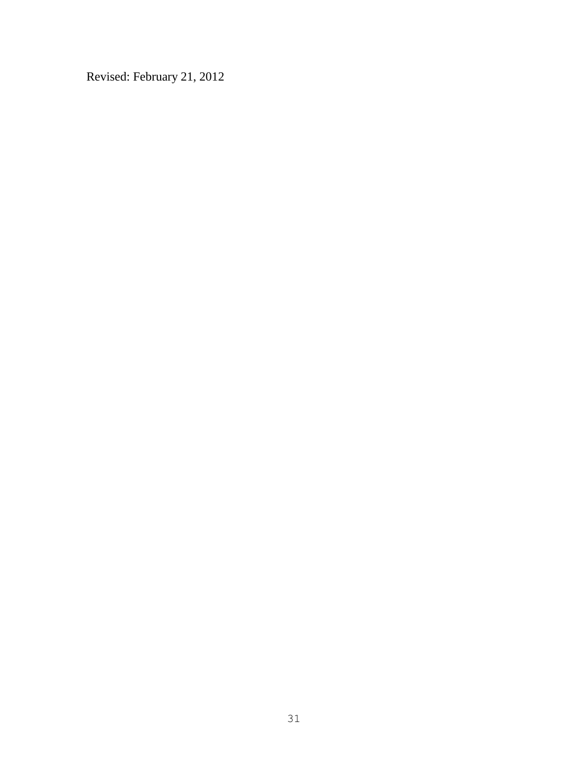Revised: February 21, 2012